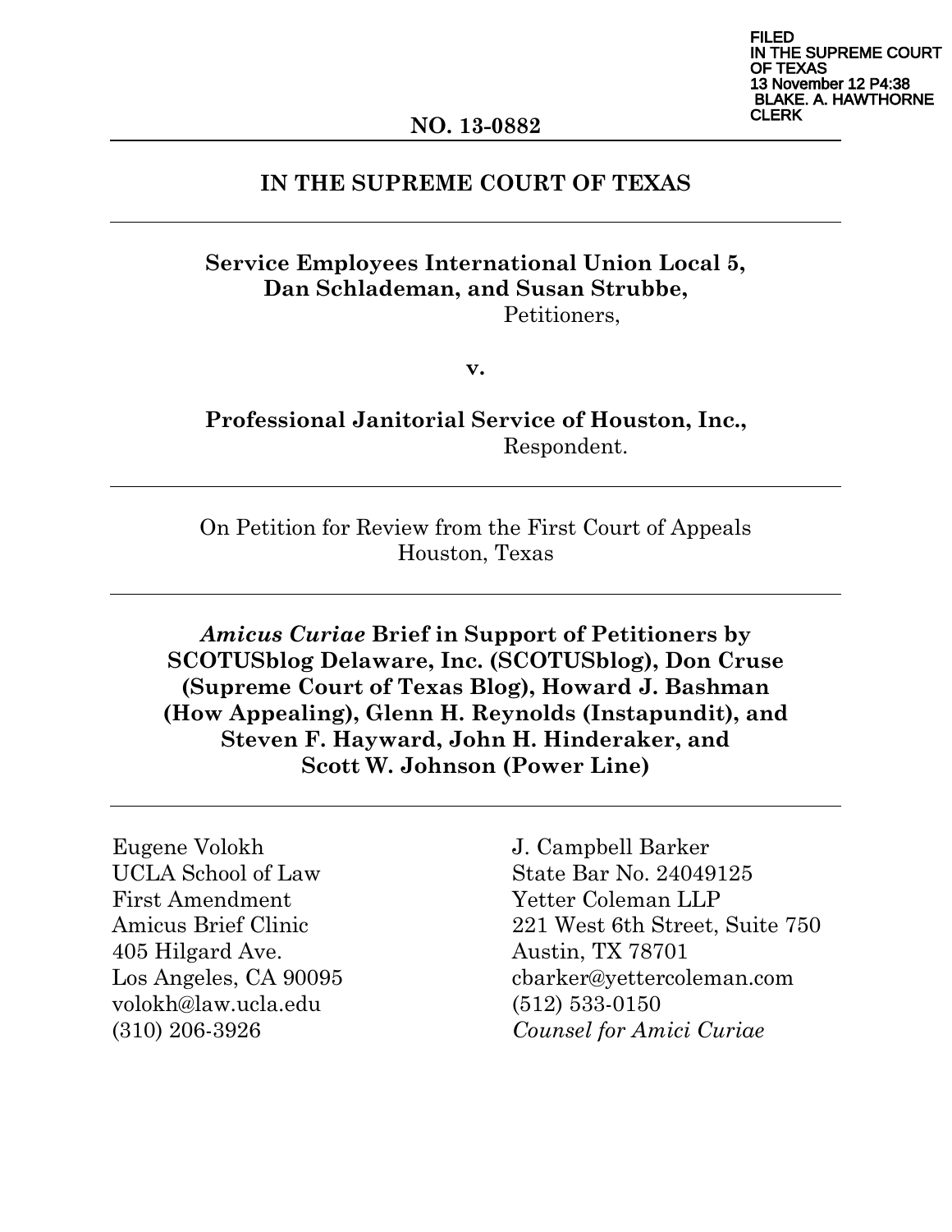FILED
IN THE SUPREME COURT
OF TEXAS
13 November 12 P4:38
BLAKE. A. HAWTHORNE
CLERK

**NO. 13-0882**

**IN THE SUPREME COURT OF TEXAS**

---

**Service Employees International Union Local 5,
Dan Schlademan, and Susan Strubbe,**
Petitioners,

**v.**

**Professional Janitorial Service of Houston, Inc.,**
Respondent.

---

On Petition for Review from the First Court of Appeals
Houston, Texas

---

***Amicus Curiae* Brief in Support of Petitioners by SCOTUSblog Delaware, Inc. (SCOTUSblog), Don Cruse (Supreme Court of Texas Blog), Howard J. Bashman (How Appealing), Glenn H. Reynolds (Instapundit), and Steven F. Hayward, John H. Hinderaker, and Scott W. Johnson (Power Line)**

---

Eugene Volokh
UCLA School of Law
First Amendment
Amicus Brief Clinic
405 Hilgard Ave.
Los Angeles, CA 90095
volokh@law.ucla.edu
(310) 206-3926

J. Campbell Barker
State Bar No. 24049125
Yetter Coleman LLP
221 West 6th Street, Suite 750
Austin, TX 78701
cbarker@yettercoleman.com
(512) 533-0150
*Counsel for Amici Curiae*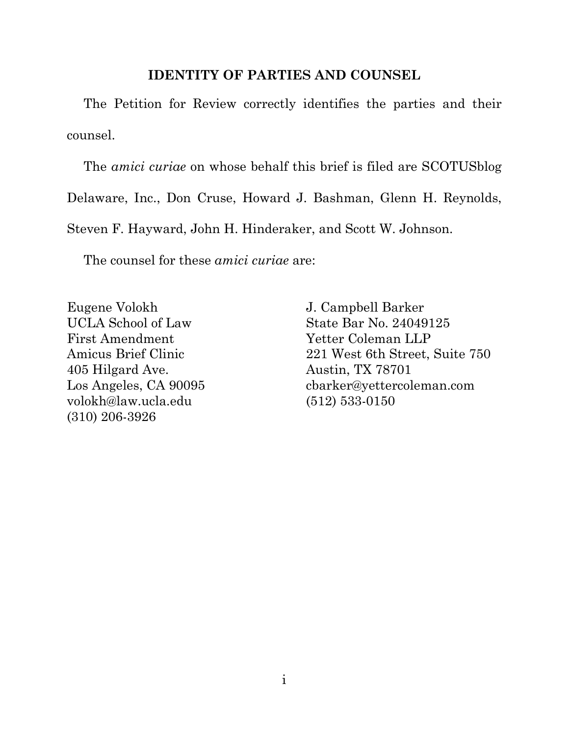## IDENTITY OF PARTIES AND COUNSEL

The Petition for Review correctly identifies the parties and their counsel.

The *amici curiae* on whose behalf this brief is filed are SCOTUSblog Delaware, Inc., Don Cruse, Howard J. Bashman, Glenn H. Reynolds, Steven F. Hayward, John H. Hinderaker, and Scott W. Johnson.

The counsel for these *amici curiae* are:

Eugene Volokh
UCLA School of Law
First Amendment
Amicus Brief Clinic
405 Hilgard Ave.
Los Angeles, CA 90095
volokh@law.ucla.edu
(310) 206-3926

J. Campbell Barker
State Bar No. 24049125
Yetter Coleman LLP
221 West 6th Street, Suite 750
Austin, TX 78701
cbarker@yettercoleman.com
(512) 533-0150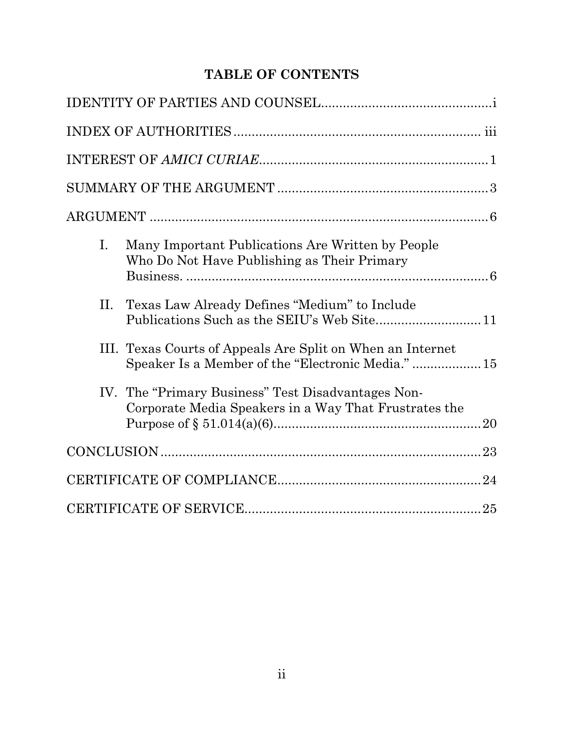# TABLE OF CONTENTS

IDENTITY OF PARTIES AND COUNSEL .............................................. i

INDEX OF AUTHORITIES .................................................................... iii

INTEREST OF *AMICI CURIAE* .............................................................. 1

SUMMARY OF THE ARGUMENT .......................................................... 3

ARGUMENT ............................................................................................ 6

I. Many Important Publications Are Written by People Who Do Not Have Publishing as Their Primary Business. .................................................................... 6

II. Texas Law Already Defines "Medium" to Include Publications Such as the SEIU's Web Site ............................ 11

III. Texas Courts of Appeals Are Split on When an Internet Speaker Is a Member of the "Electronic Media." .................. 15

IV. The "Primary Business" Test Disadvantages Non-Corporate Media Speakers in a Way That Frustrates the Purpose of § 51.014(a)(6) ......................................................... 20

CONCLUSION ....................................................................................... 23

CERTIFICATE OF COMPLIANCE ....................................................... 24

CERTIFICATE OF SERVICE ................................................................ 25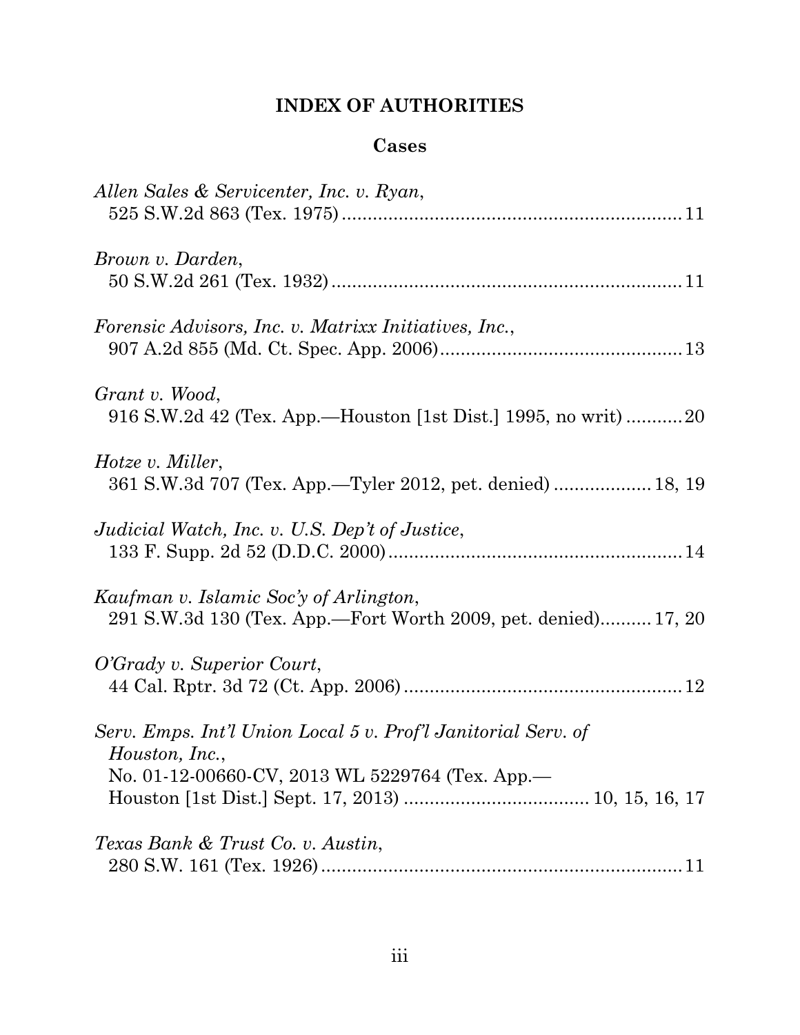## INDEX OF AUTHORITIES

### Cases

*Allen Sales & Servicenter, Inc. v. Ryan*,
525 S.W.2d 863 (Tex. 1975) .................................................................. 11

*Brown v. Darden*,
50 S.W.2d 261 (Tex. 1932) .................................................................... 11

*Forensic Advisors, Inc. v. Matrixx Initiatives, Inc.*,
907 A.2d 855 (Md. Ct. Spec. App. 2006) ............................................... 13

*Grant v. Wood*,
916 S.W.2d 42 (Tex. App.—Houston [1st Dist.] 1995, no writ) ........... 20

*Hotze v. Miller*,
361 S.W.3d 707 (Tex. App.—Tyler 2012, pet. denied) .................. 18, 19

*Judicial Watch, Inc. v. U.S. Dep't of Justice*,
133 F. Supp. 2d 52 (D.D.C. 2000) ......................................................... 14

*Kaufman v. Islamic Soc'y of Arlington*,
291 S.W.3d 130 (Tex. App.—Fort Worth 2009, pet. denied).......... 17, 20

*O'Grady v. Superior Court*,
44 Cal. Rptr. 3d 72 (Ct. App. 2006) ...................................................... 12

*Serv. Emps. Int'l Union Local 5 v. Prof'l Janitorial Serv. of Houston, Inc.*,
No. 01-12-00660-CV, 2013 WL 5229764 (Tex. App.—
Houston [1st Dist.] Sept. 17, 2013) .................................... 10, 15, 16, 17

*Texas Bank & Trust Co. v. Austin*,
280 S.W. 161 (Tex. 1926) ....................................................................... 11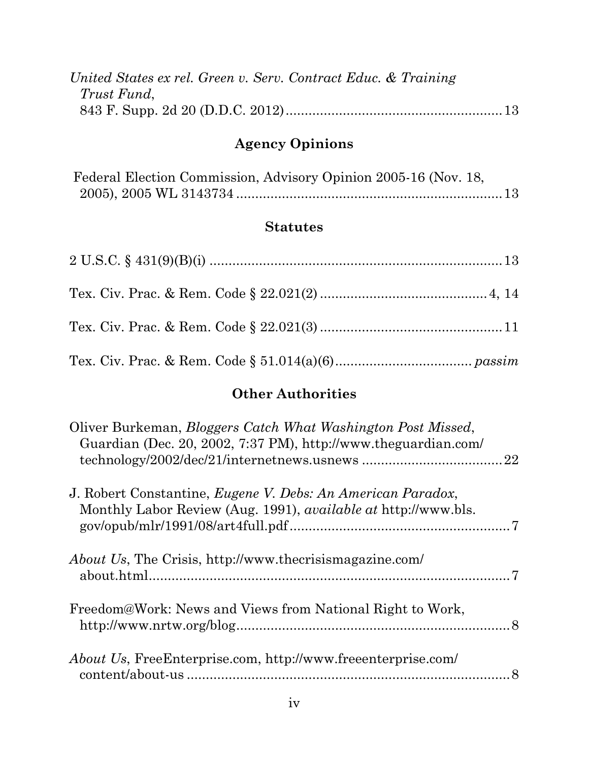*United States ex rel. Green v. Serv. Contract Educ. & Training Trust Fund*, 843 F. Supp. 2d 20 (D.D.C. 2012) ........................................................ 13

## Agency Opinions

Federal Election Commission, Advisory Opinion 2005-16 (Nov. 18, 2005), 2005 WL 3143734 ...................................................................... 13

## Statutes

2 U.S.C. § 431(9)(B)(i) ............................................................................ 13

Tex. Civ. Prac. & Rem. Code § 22.021(2) ........................................... 4, 14

Tex. Civ. Prac. & Rem. Code § 22.021(3) ............................................... 11

Tex. Civ. Prac. & Rem. Code § 51.014(a)(6)................................... *passim*

## Other Authorities

Oliver Burkeman, *Bloggers Catch What Washington Post Missed*, Guardian (Dec. 20, 2002, 7:37 PM), http://www.theguardian.com/technology/2002/dec/21/internetnews.usnews ..................................... 22

J. Robert Constantine, *Eugene V. Debs: An American Paradox*, Monthly Labor Review (Aug. 1991), *available at* http://www.bls.gov/opub/mlr/1991/08/art4full.pdf .......................................................... 7

*About Us*, The Crisis, http://www.thecrisismagazine.com/about.html............................................................................................ 7

Freedom@Work: News and Views from National Right to Work, http://www.nrtw.org/blog........................................................................ 8

*About Us*, FreeEnterprise.com, http://www.freeenterprise.com/content/about-us .................................................................................... 8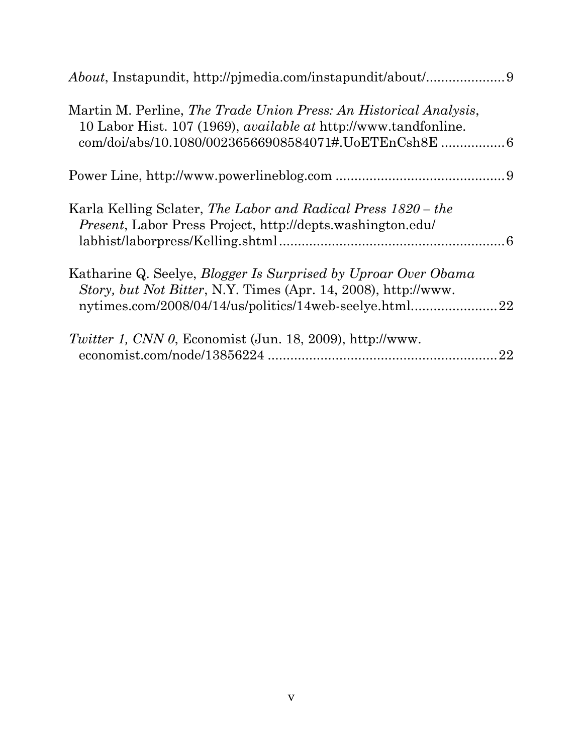*About*, Instapundit, http://pjmedia.com/instapundit/about/ ..................... 9

Martin M. Perline, *The Trade Union Press: An Historical Analysis*, 10 Labor Hist. 107 (1969), *available at* http://www.tandfonline.com/doi/abs/10.1080/00236566908584071#.UoETEnCsh8E ................. 6

Power Line, http://www.powerlineblog.com ............................................. 9

Karla Kelling Sclater, *The Labor and Radical Press 1820 – the Present*, Labor Press Project, http://depts.washington.edu/labhist/laborpress/Kelling.shtml ............................................................ 6

Katharine Q. Seelye, *Blogger Is Surprised by Uproar Over Obama Story, but Not Bitter*, N.Y. Times (Apr. 14, 2008), http://www.nytimes.com/2008/04/14/us/politics/14web-seelye.html....................... 22

*Twitter 1, CNN 0*, Economist (Jun. 18, 2009), http://www.economist.com/node/13856224 ............................................................. 22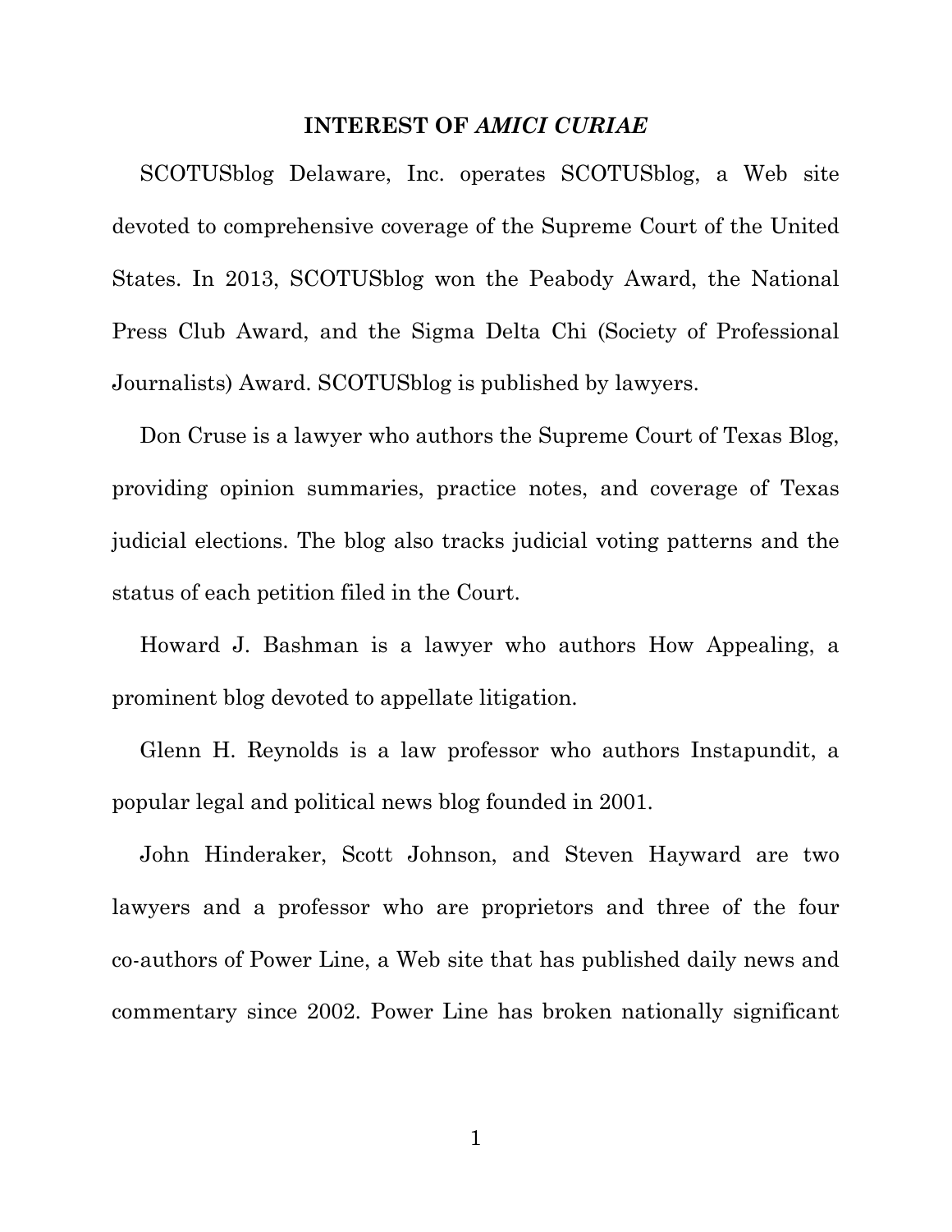## INTEREST OF *AMICI CURIAE*

SCOTUSblog Delaware, Inc. operates SCOTUSblog, a Web site devoted to comprehensive coverage of the Supreme Court of the United States. In 2013, SCOTUSblog won the Peabody Award, the National Press Club Award, and the Sigma Delta Chi (Society of Professional Journalists) Award. SCOTUSblog is published by lawyers.

Don Cruse is a lawyer who authors the Supreme Court of Texas Blog, providing opinion summaries, practice notes, and coverage of Texas judicial elections. The blog also tracks judicial voting patterns and the status of each petition filed in the Court.

Howard J. Bashman is a lawyer who authors How Appealing, a prominent blog devoted to appellate litigation.

Glenn H. Reynolds is a law professor who authors Instapundit, a popular legal and political news blog founded in 2001.

John Hinderaker, Scott Johnson, and Steven Hayward are two lawyers and a professor who are proprietors and three of the four co-authors of Power Line, a Web site that has published daily news and commentary since 2002. Power Line has broken nationally significant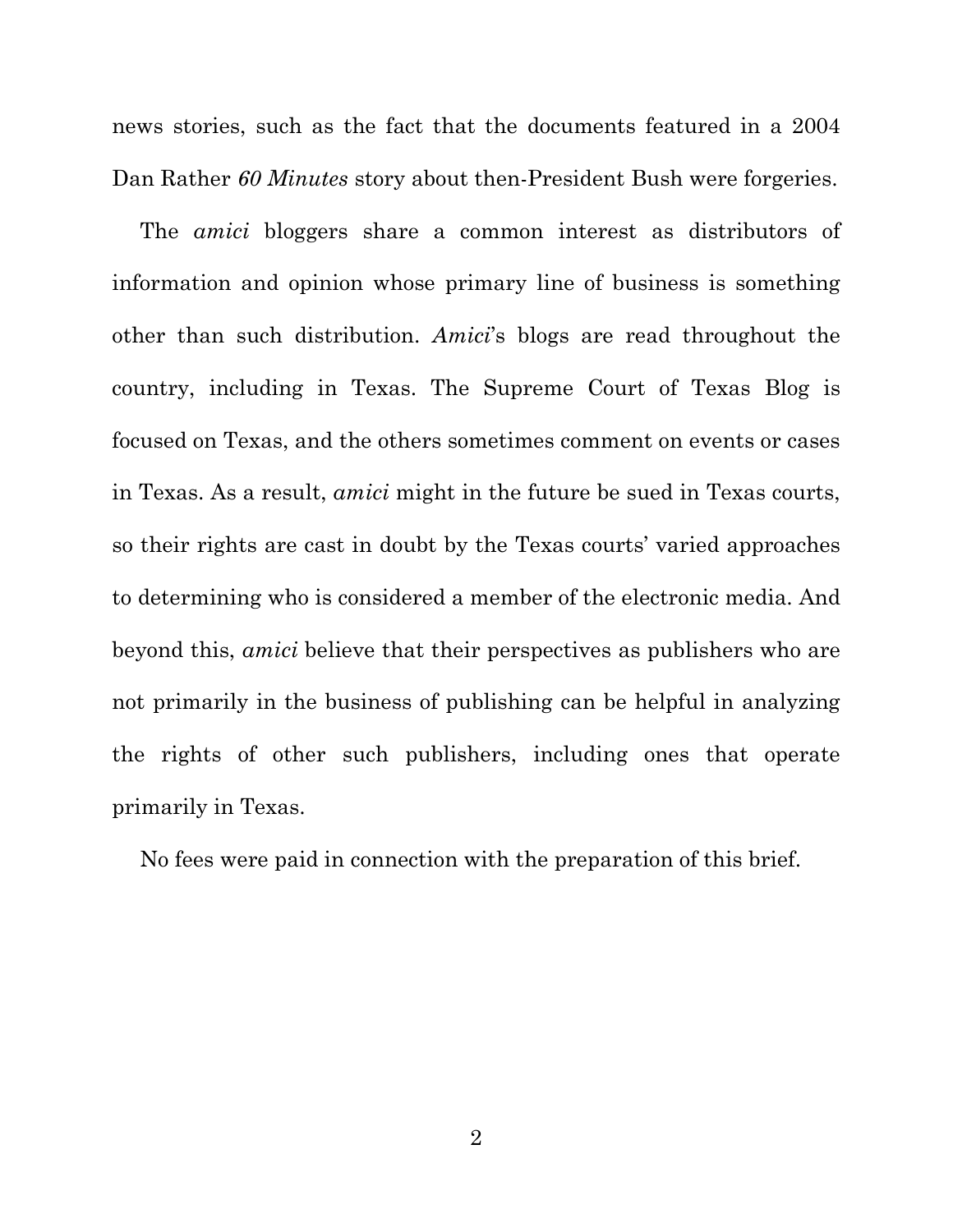news stories, such as the fact that the documents featured in a 2004 Dan Rather *60 Minutes* story about then-President Bush were forgeries.

The *amici* bloggers share a common interest as distributors of information and opinion whose primary line of business is something other than such distribution. *Amici*'s blogs are read throughout the country, including in Texas. The Supreme Court of Texas Blog is focused on Texas, and the others sometimes comment on events or cases in Texas. As a result, *amici* might in the future be sued in Texas courts, so their rights are cast in doubt by the Texas courts' varied approaches to determining who is considered a member of the electronic media. And beyond this, *amici* believe that their perspectives as publishers who are not primarily in the business of publishing can be helpful in analyzing the rights of other such publishers, including ones that operate primarily in Texas.

No fees were paid in connection with the preparation of this brief.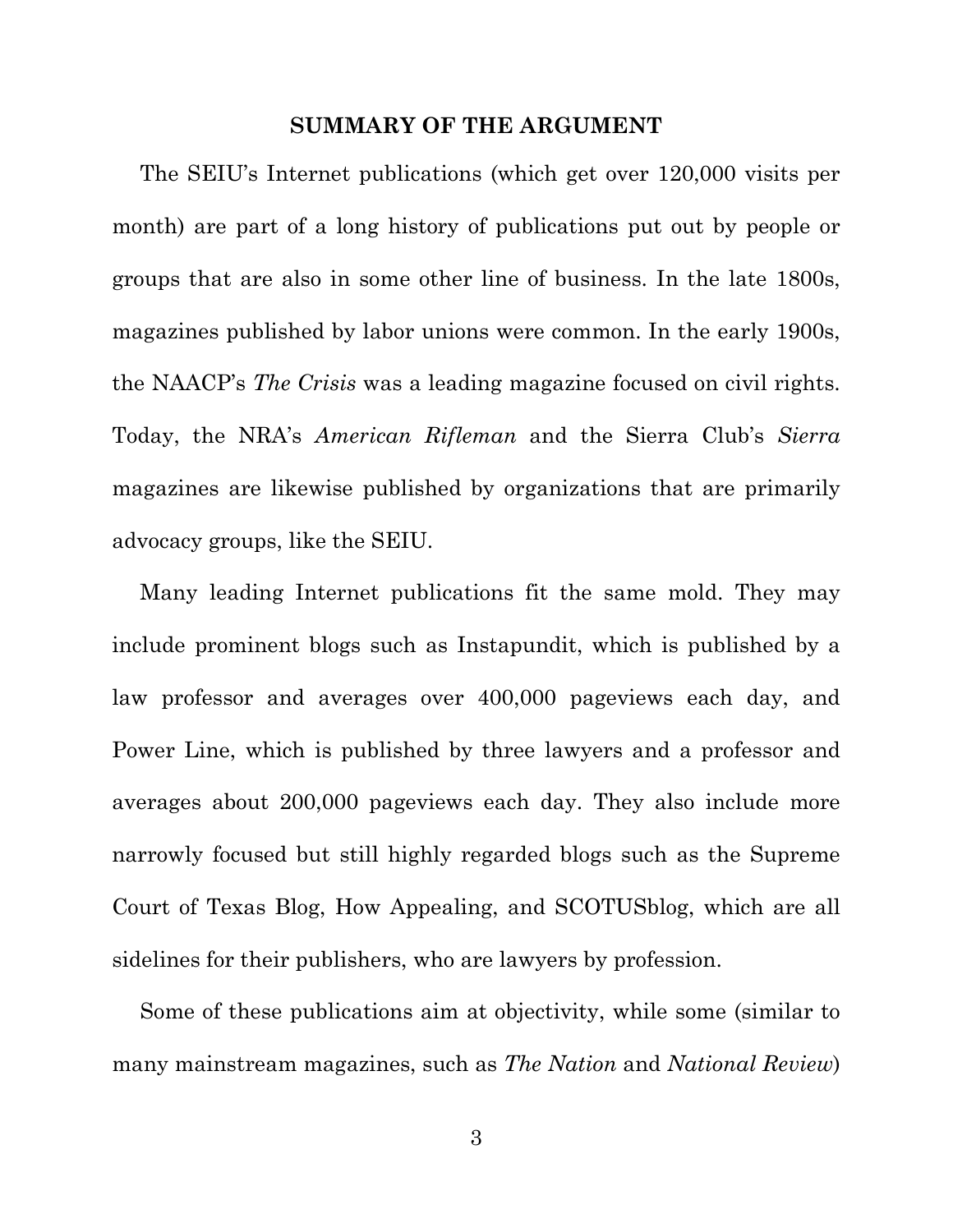## SUMMARY OF THE ARGUMENT

The SEIU's Internet publications (which get over 120,000 visits per month) are part of a long history of publications put out by people or groups that are also in some other line of business. In the late 1800s, magazines published by labor unions were common. In the early 1900s, the NAACP's *The Crisis* was a leading magazine focused on civil rights. Today, the NRA's *American Rifleman* and the Sierra Club's *Sierra* magazines are likewise published by organizations that are primarily advocacy groups, like the SEIU.

Many leading Internet publications fit the same mold. They may include prominent blogs such as Instapundit, which is published by a law professor and averages over 400,000 pageviews each day, and Power Line, which is published by three lawyers and a professor and averages about 200,000 pageviews each day. They also include more narrowly focused but still highly regarded blogs such as the Supreme Court of Texas Blog, How Appealing, and SCOTUSblog, which are all sidelines for their publishers, who are lawyers by profession.

Some of these publications aim at objectivity, while some (similar to many mainstream magazines, such as *The Nation* and *National Review*)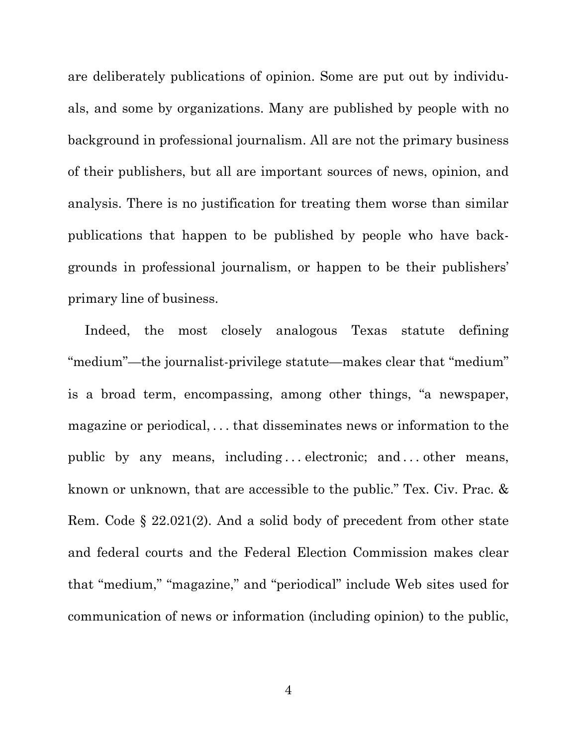are deliberately publications of opinion. Some are put out by individuals, and some by organizations. Many are published by people with no background in professional journalism. All are not the primary business of their publishers, but all are important sources of news, opinion, and analysis. There is no justification for treating them worse than similar publications that happen to be published by people who have backgrounds in professional journalism, or happen to be their publishers' primary line of business.

Indeed, the most closely analogous Texas statute defining "medium"—the journalist-privilege statute—makes clear that "medium" is a broad term, encompassing, among other things, "a newspaper, magazine or periodical, . . . that disseminates news or information to the public by any means, including . . . electronic; and . . . other means, known or unknown, that are accessible to the public." Tex. Civ. Prac. & Rem. Code § 22.021(2). And a solid body of precedent from other state and federal courts and the Federal Election Commission makes clear that "medium," "magazine," and "periodical" include Web sites used for communication of news or information (including opinion) to the public,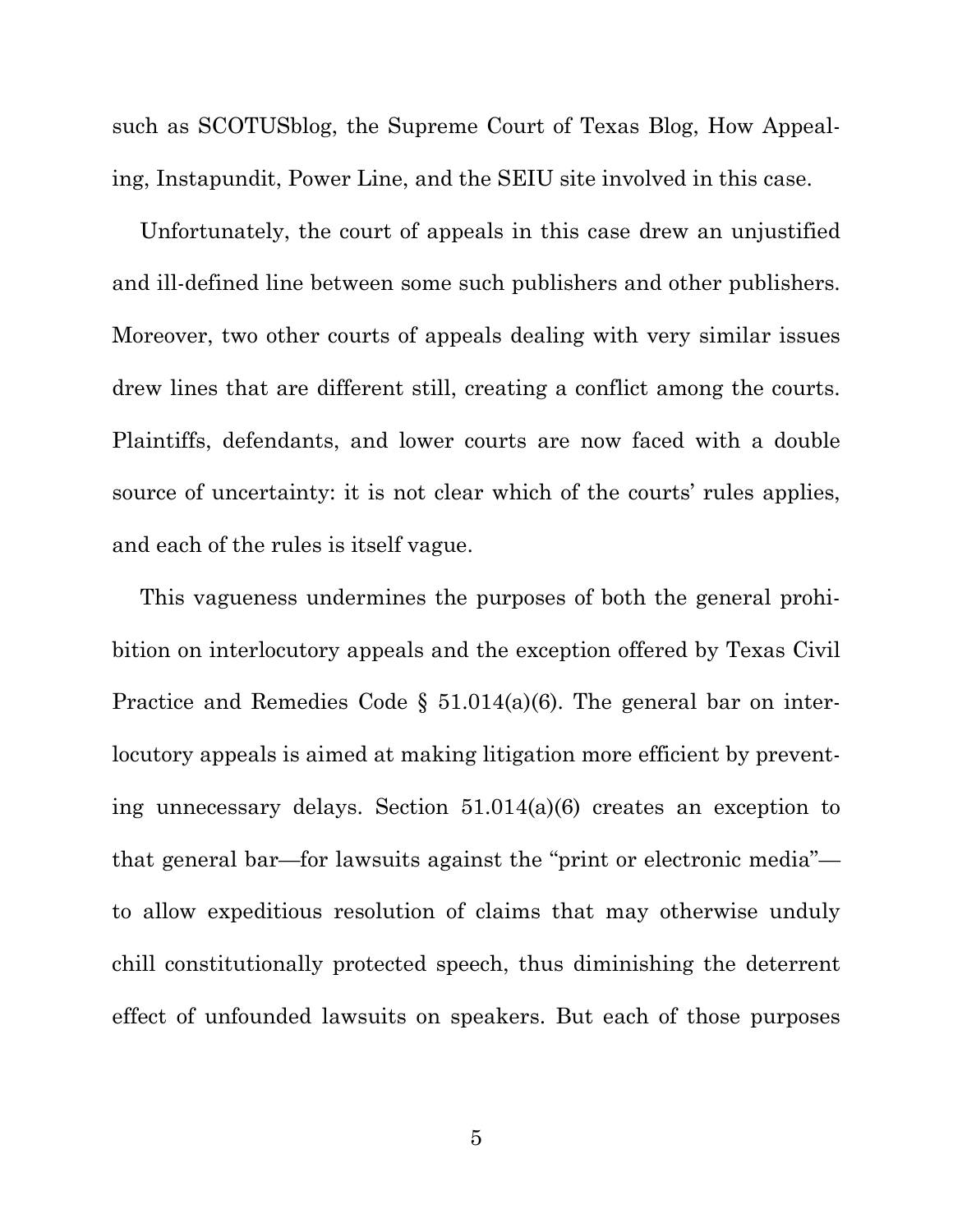such as SCOTUSblog, the Supreme Court of Texas Blog, How Appealing, Instapundit, Power Line, and the SEIU site involved in this case.

Unfortunately, the court of appeals in this case drew an unjustified and ill-defined line between some such publishers and other publishers. Moreover, two other courts of appeals dealing with very similar issues drew lines that are different still, creating a conflict among the courts. Plaintiffs, defendants, and lower courts are now faced with a double source of uncertainty: it is not clear which of the courts' rules applies, and each of the rules is itself vague.

This vagueness undermines the purposes of both the general prohibition on interlocutory appeals and the exception offered by Texas Civil Practice and Remedies Code § 51.014(a)(6). The general bar on interlocutory appeals is aimed at making litigation more efficient by preventing unnecessary delays. Section 51.014(a)(6) creates an exception to that general bar—for lawsuits against the "print or electronic media"—to allow expeditious resolution of claims that may otherwise unduly chill constitutionally protected speech, thus diminishing the deterrent effect of unfounded lawsuits on speakers. But each of those purposes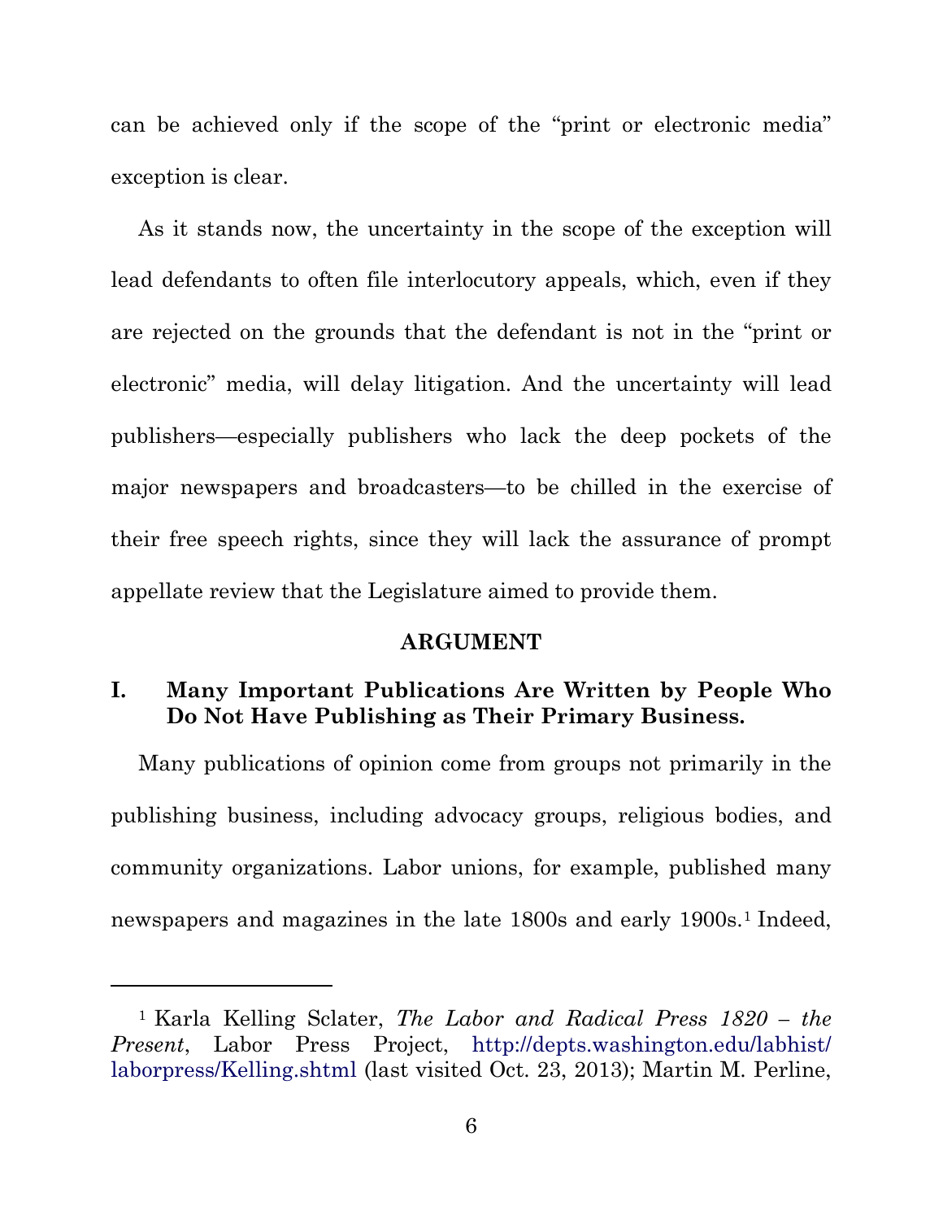can be achieved only if the scope of the "print or electronic media" exception is clear.

As it stands now, the uncertainty in the scope of the exception will lead defendants to often file interlocutory appeals, which, even if they are rejected on the grounds that the defendant is not in the "print or electronic" media, will delay litigation. And the uncertainty will lead publishers—especially publishers who lack the deep pockets of the major newspapers and broadcasters—to be chilled in the exercise of their free speech rights, since they will lack the assurance of prompt appellate review that the Legislature aimed to provide them.

## ARGUMENT

### I. Many Important Publications Are Written by People Who Do Not Have Publishing as Their Primary Business.

Many publications of opinion come from groups not primarily in the publishing business, including advocacy groups, religious bodies, and community organizations. Labor unions, for example, published many newspapers and magazines in the late 1800s and early 1900s.[1] Indeed,

---

[1] Karla Kelling Sclater, *The Labor and Radical Press 1820 – the Present*, Labor Press Project, http://depts.washington.edu/labhist/laborpress/Kelling.shtml (last visited Oct. 23, 2013); Martin M. Perline,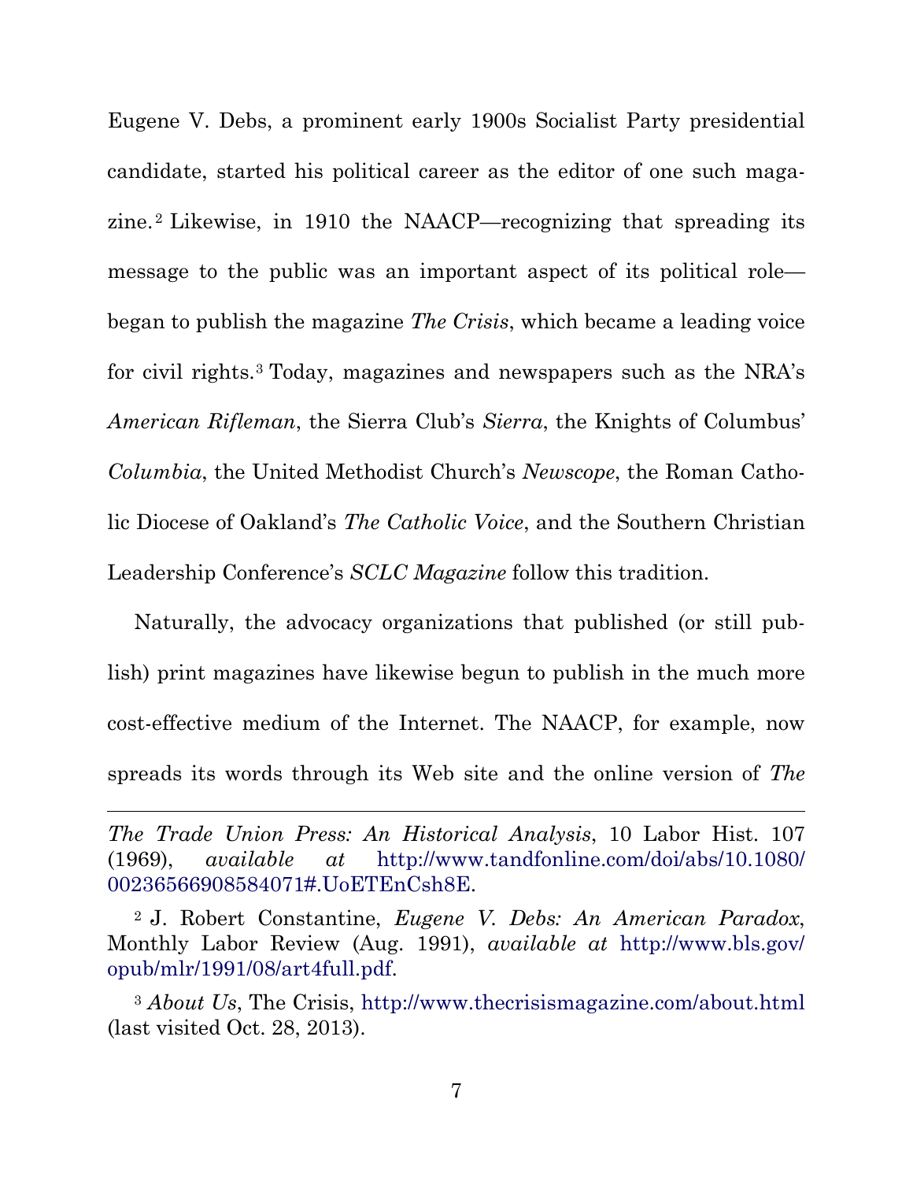Eugene V. Debs, a prominent early 1900s Socialist Party presidential candidate, started his political career as the editor of one such magazine.[2] Likewise, in 1910 the NAACP—recognizing that spreading its message to the public was an important aspect of its political role—began to publish the magazine *The Crisis*, which became a leading voice for civil rights.[3] Today, magazines and newspapers such as the NRA's *American Rifleman*, the Sierra Club's *Sierra*, the Knights of Columbus' *Columbia*, the United Methodist Church's *Newscope*, the Roman Catholic Diocese of Oakland's *The Catholic Voice*, and the Southern Christian Leadership Conference's *SCLC Magazine* follow this tradition.

Naturally, the advocacy organizations that published (or still publish) print magazines have likewise begun to publish in the much more cost-effective medium of the Internet. The NAACP, for example, now spreads its words through its Web site and the online version of *The*

---

*The Trade Union Press: An Historical Analysis*, 10 Labor Hist. 107 (1969), *available at* http://www.tandfonline.com/doi/abs/10.1080/00236566908584071#.UoETEnCsh8E.

[2] J. Robert Constantine, *Eugene V. Debs: An American Paradox*, Monthly Labor Review (Aug. 1991), *available at* http://www.bls.gov/opub/mlr/1991/08/art4full.pdf.

[3] *About Us*, The Crisis, http://www.thecrisismagazine.com/about.html (last visited Oct. 28, 2013).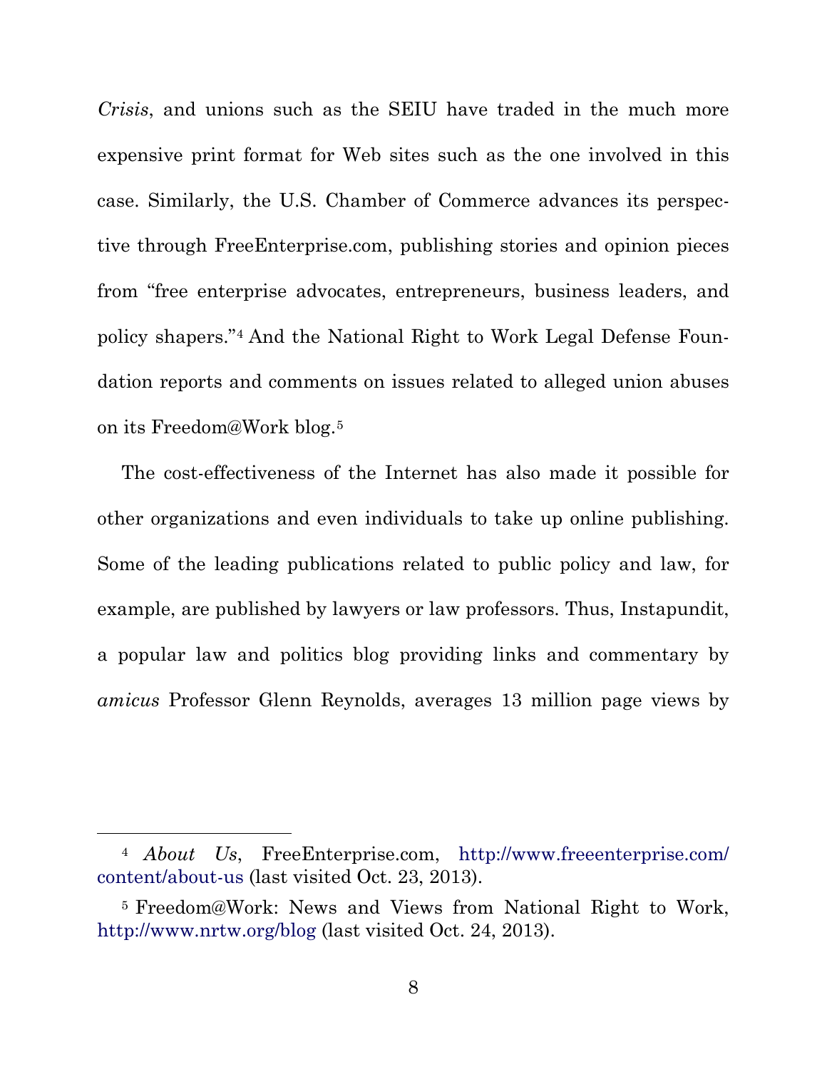*Crisis*, and unions such as the SEIU have traded in the much more expensive print format for Web sites such as the one involved in this case. Similarly, the U.S. Chamber of Commerce advances its perspective through FreeEnterprise.com, publishing stories and opinion pieces from "free enterprise advocates, entrepreneurs, business leaders, and policy shapers."[4] And the National Right to Work Legal Defense Foundation reports and comments on issues related to alleged union abuses on its Freedom@Work blog.[5]

The cost-effectiveness of the Internet has also made it possible for other organizations and even individuals to take up online publishing. Some of the leading publications related to public policy and law, for example, are published by lawyers or law professors. Thus, Instapundit, a popular law and politics blog providing links and commentary by *amicus* Professor Glenn Reynolds, averages 13 million page views by

---

[4] *About Us*, FreeEnterprise.com, http://www.freeenterprise.com/content/about-us (last visited Oct. 23, 2013).

[5] Freedom@Work: News and Views from National Right to Work, http://www.nrtw.org/blog (last visited Oct. 24, 2013).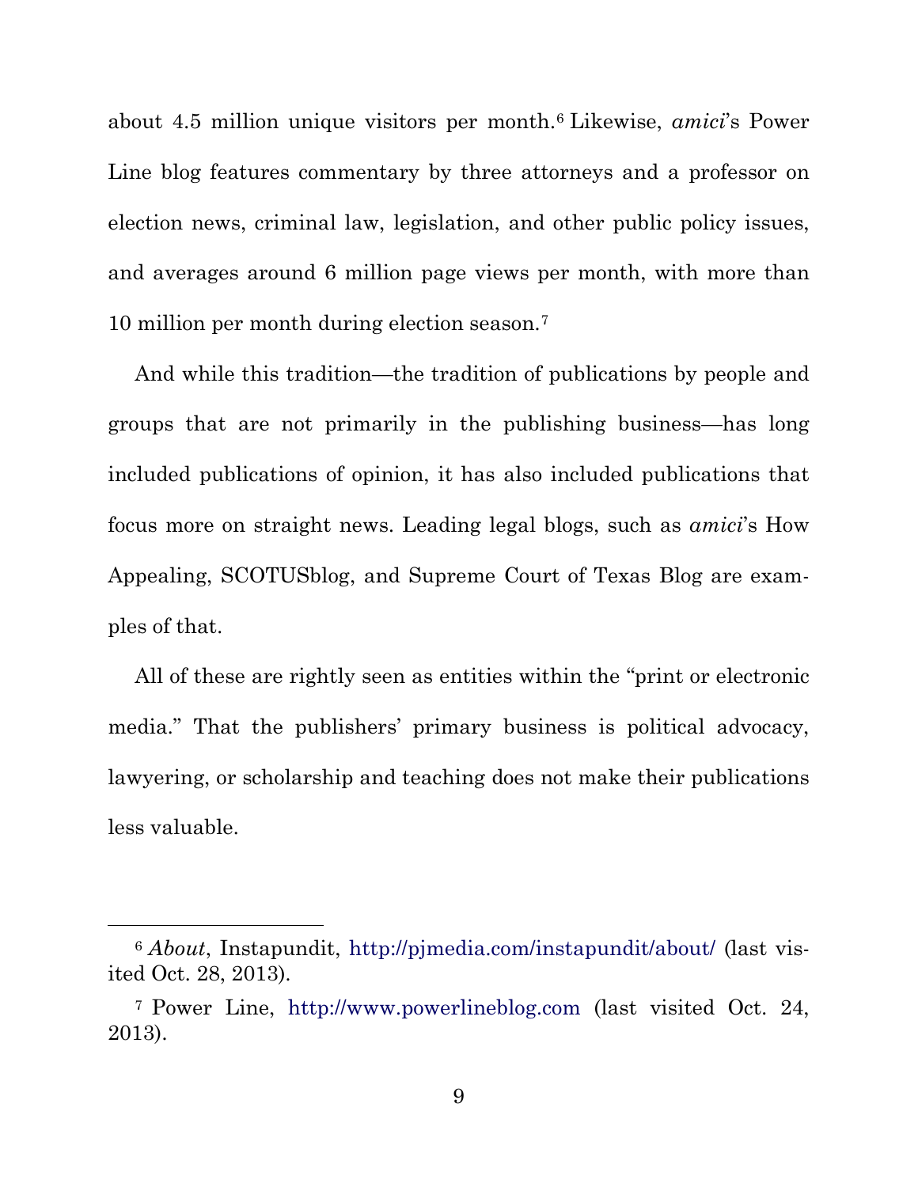about 4.5 million unique visitors per month.[6] Likewise, *amici*'s Power Line blog features commentary by three attorneys and a professor on election news, criminal law, legislation, and other public policy issues, and averages around 6 million page views per month, with more than 10 million per month during election season.[7]

And while this tradition—the tradition of publications by people and groups that are not primarily in the publishing business—has long included publications of opinion, it has also included publications that focus more on straight news. Leading legal blogs, such as *amici*'s How Appealing, SCOTUSblog, and Supreme Court of Texas Blog are examples of that.

All of these are rightly seen as entities within the "print or electronic media." That the publishers' primary business is political advocacy, lawyering, or scholarship and teaching does not make their publications less valuable.

---

[6] *About*, Instapundit, http://pjmedia.com/instapundit/about/ (last visited Oct. 28, 2013).

[7] Power Line, http://www.powerlineblog.com (last visited Oct. 24, 2013).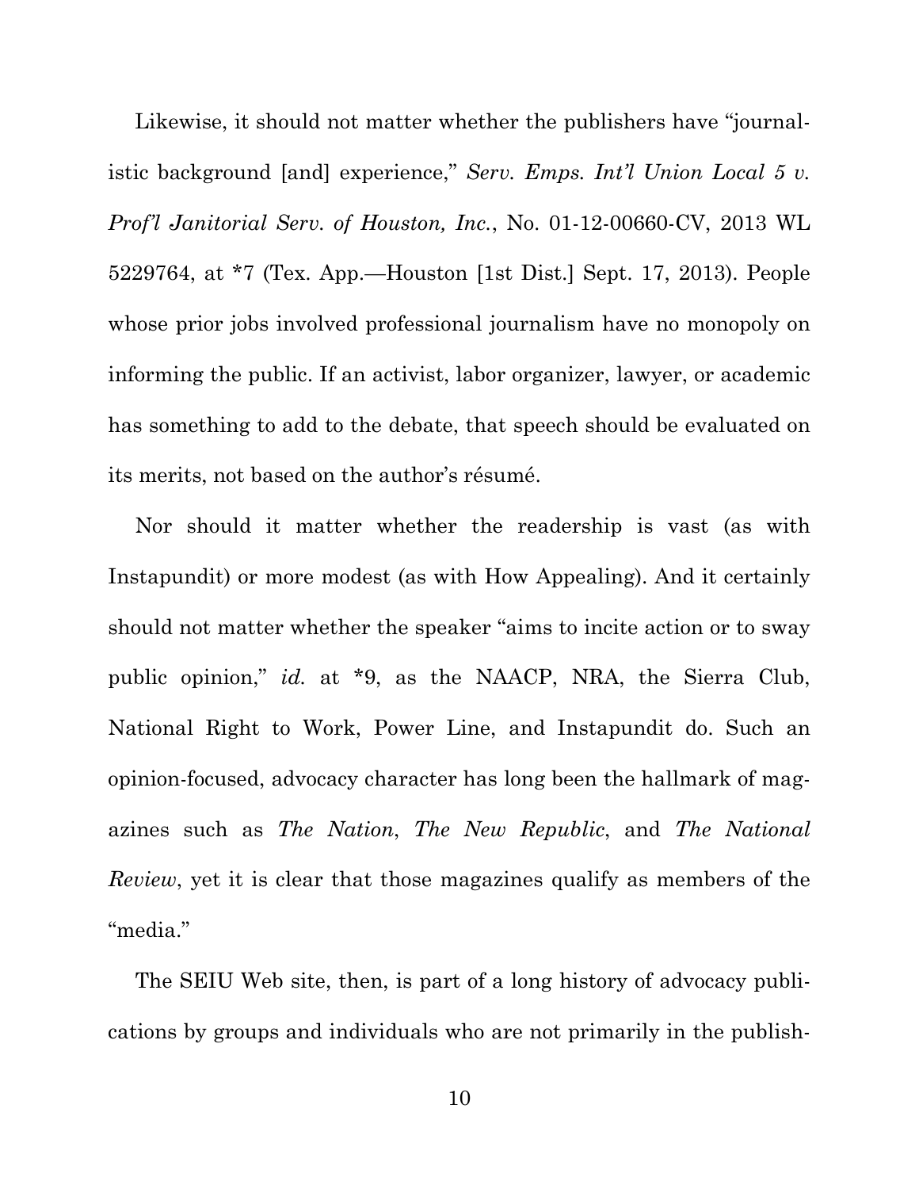Likewise, it should not matter whether the publishers have "journalistic background [and] experience," *Serv. Emps. Int'l Union Local 5 v. Prof'l Janitorial Serv. of Houston, Inc.*, No. 01-12-00660-CV, 2013 WL 5229764, at *7 (Tex. App.—Houston [1st Dist.] Sept. 17, 2013). People whose prior jobs involved professional journalism have no monopoly on informing the public. If an activist, labor organizer, lawyer, or academic has something to add to the debate, that speech should be evaluated on its merits, not based on the author's résumé.

Nor should it matter whether the readership is vast (as with Instapundit) or more modest (as with How Appealing). And it certainly should not matter whether the speaker "aims to incite action or to sway public opinion," *id.* at *9, as the NAACP, NRA, the Sierra Club, National Right to Work, Power Line, and Instapundit do. Such an opinion-focused, advocacy character has long been the hallmark of magazines such as *The Nation*, *The New Republic*, and *The National Review*, yet it is clear that those magazines qualify as members of the "media."

The SEIU Web site, then, is part of a long history of advocacy publications by groups and individuals who are not primarily in the publish-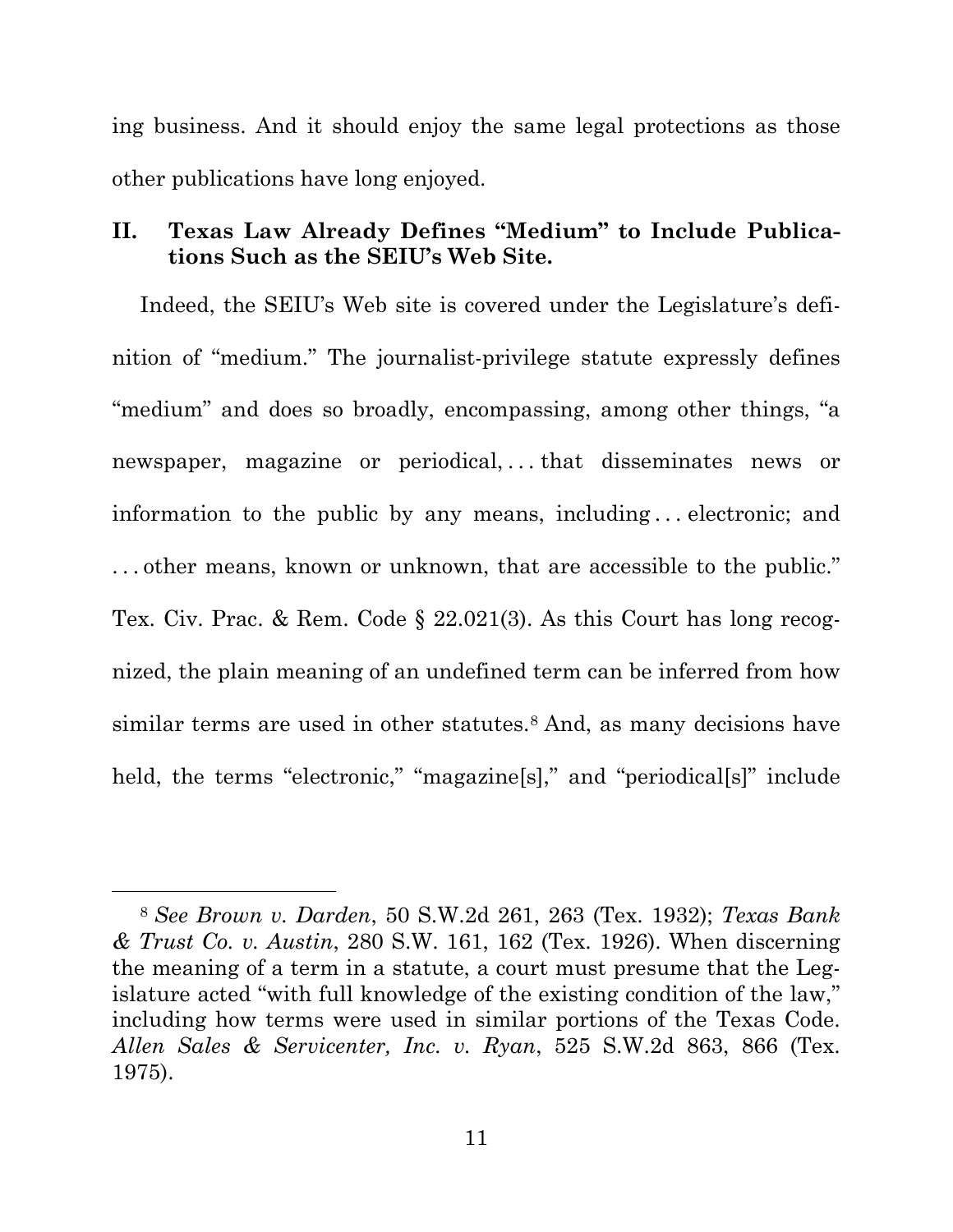ing business. And it should enjoy the same legal protections as those other publications have long enjoyed.

## II. Texas Law Already Defines "Medium" to Include Publications Such as the SEIU's Web Site.

Indeed, the SEIU's Web site is covered under the Legislature's definition of "medium." The journalist-privilege statute expressly defines "medium" and does so broadly, encompassing, among other things, "a newspaper, magazine or periodical, . . . that disseminates news or information to the public by any means, including . . . electronic; and . . . other means, known or unknown, that are accessible to the public." Tex. Civ. Prac. & Rem. Code § 22.021(3). As this Court has long recognized, the plain meaning of an undefined term can be inferred from how similar terms are used in other statutes.[8] And, as many decisions have held, the terms "electronic," "magazine[s]," and "periodical[s]" include

---

[8] *See Brown v. Darden*, 50 S.W.2d 261, 263 (Tex. 1932); *Texas Bank & Trust Co. v. Austin*, 280 S.W. 161, 162 (Tex. 1926). When discerning the meaning of a term in a statute, a court must presume that the Legislature acted "with full knowledge of the existing condition of the law," including how terms were used in similar portions of the Texas Code. *Allen Sales & Servicenter, Inc. v. Ryan*, 525 S.W.2d 863, 866 (Tex. 1975).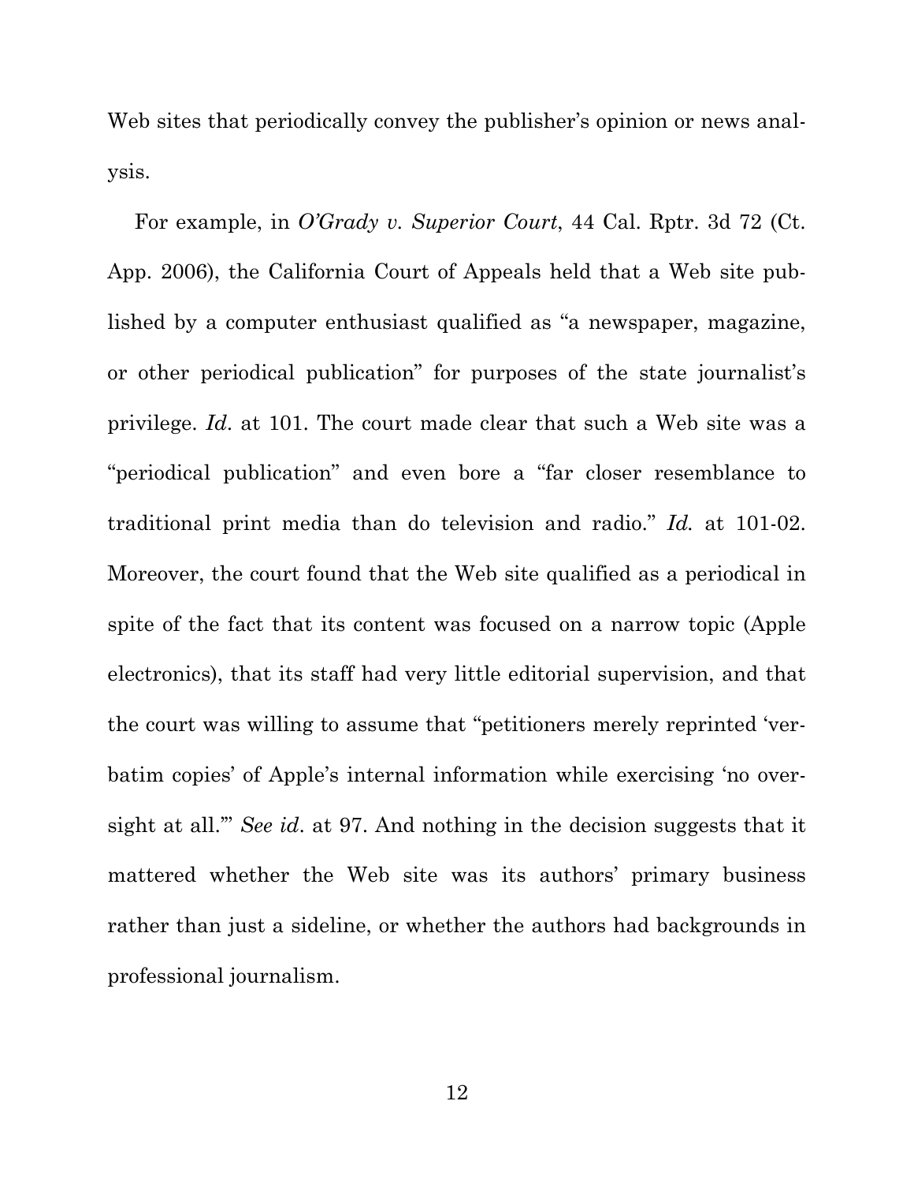Web sites that periodically convey the publisher's opinion or news analysis.

For example, in *O'Grady v. Superior Court*, 44 Cal. Rptr. 3d 72 (Ct. App. 2006), the California Court of Appeals held that a Web site published by a computer enthusiast qualified as "a newspaper, magazine, or other periodical publication" for purposes of the state journalist's privilege. *Id*. at 101. The court made clear that such a Web site was a "periodical publication" and even bore a "far closer resemblance to traditional print media than do television and radio." *Id.* at 101-02. Moreover, the court found that the Web site qualified as a periodical in spite of the fact that its content was focused on a narrow topic (Apple electronics), that its staff had very little editorial supervision, and that the court was willing to assume that "petitioners merely reprinted 'verbatim copies' of Apple's internal information while exercising 'no oversight at all.'" *See id*. at 97. And nothing in the decision suggests that it mattered whether the Web site was its authors' primary business rather than just a sideline, or whether the authors had backgrounds in professional journalism.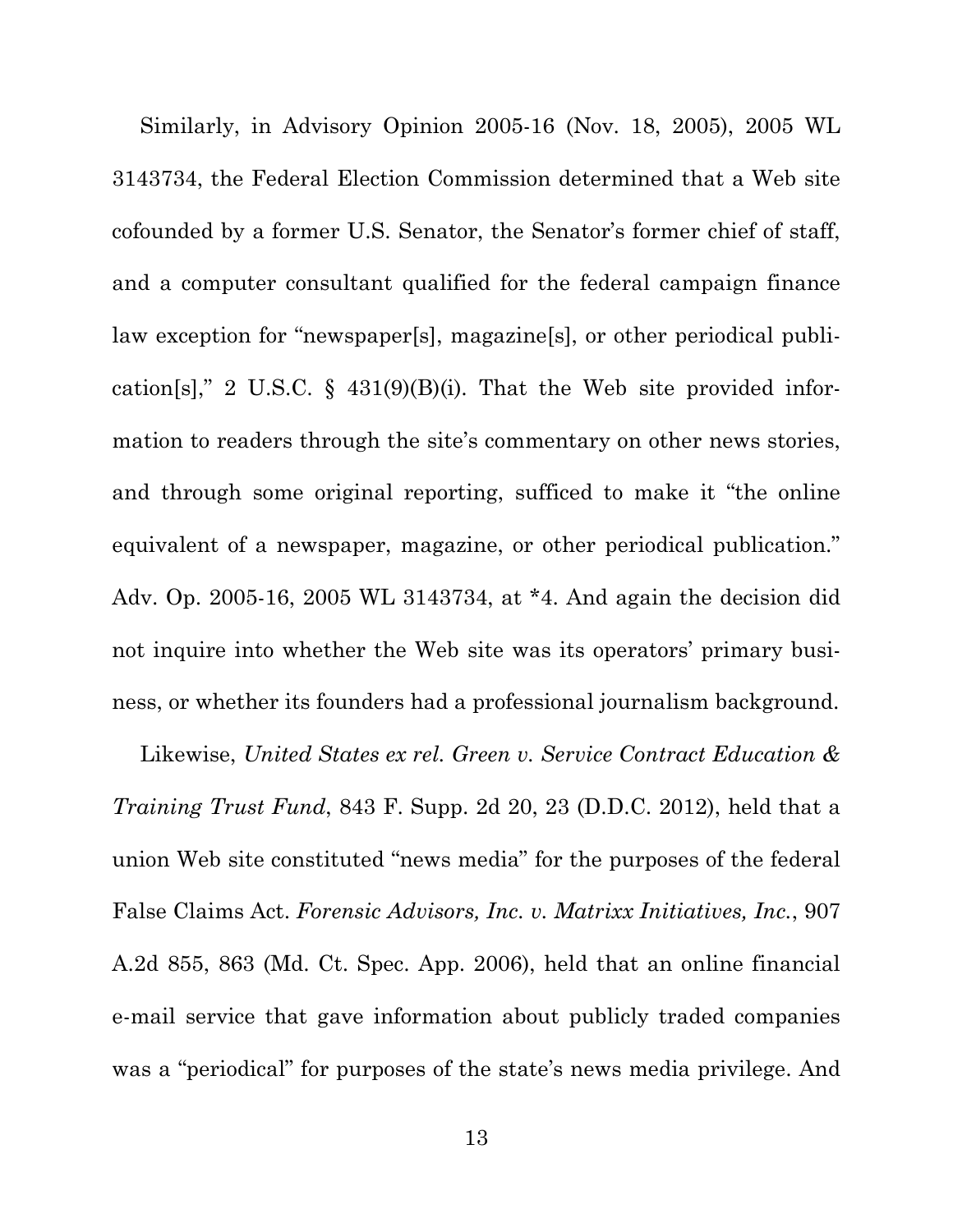Similarly, in Advisory Opinion 2005-16 (Nov. 18, 2005), 2005 WL 3143734, the Federal Election Commission determined that a Web site cofounded by a former U.S. Senator, the Senator's former chief of staff, and a computer consultant qualified for the federal campaign finance law exception for "newspaper[s], magazine[s], or other periodical publication[s]," 2 U.S.C. § 431(9)(B)(i). That the Web site provided information to readers through the site's commentary on other news stories, and through some original reporting, sufficed to make it "the online equivalent of a newspaper, magazine, or other periodical publication." Adv. Op. 2005-16, 2005 WL 3143734, at *4. And again the decision did not inquire into whether the Web site was its operators' primary business, or whether its founders had a professional journalism background.

Likewise, *United States ex rel. Green v. Service Contract Education & Training Trust Fund*, 843 F. Supp. 2d 20, 23 (D.D.C. 2012), held that a union Web site constituted "news media" for the purposes of the federal False Claims Act. *Forensic Advisors, Inc. v. Matrixx Initiatives, Inc.*, 907 A.2d 855, 863 (Md. Ct. Spec. App. 2006), held that an online financial e-mail service that gave information about publicly traded companies was a "periodical" for purposes of the state's news media privilege. And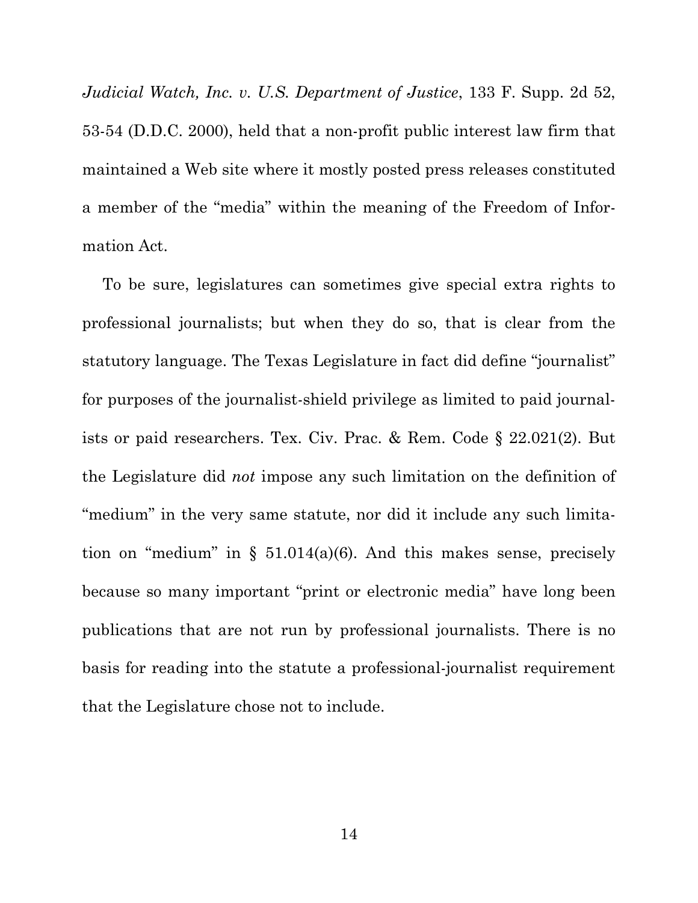*Judicial Watch, Inc. v. U.S. Department of Justice*, 133 F. Supp. 2d 52, 53-54 (D.D.C. 2000), held that a non-profit public interest law firm that maintained a Web site where it mostly posted press releases constituted a member of the "media" within the meaning of the Freedom of Information Act.

To be sure, legislatures can sometimes give special extra rights to professional journalists; but when they do so, that is clear from the statutory language. The Texas Legislature in fact did define "journalist" for purposes of the journalist-shield privilege as limited to paid journalists or paid researchers. Tex. Civ. Prac. & Rem. Code § 22.021(2). But the Legislature did *not* impose any such limitation on the definition of "medium" in the very same statute, nor did it include any such limitation on "medium" in § 51.014(a)(6). And this makes sense, precisely because so many important "print or electronic media" have long been publications that are not run by professional journalists. There is no basis for reading into the statute a professional-journalist requirement that the Legislature chose not to include.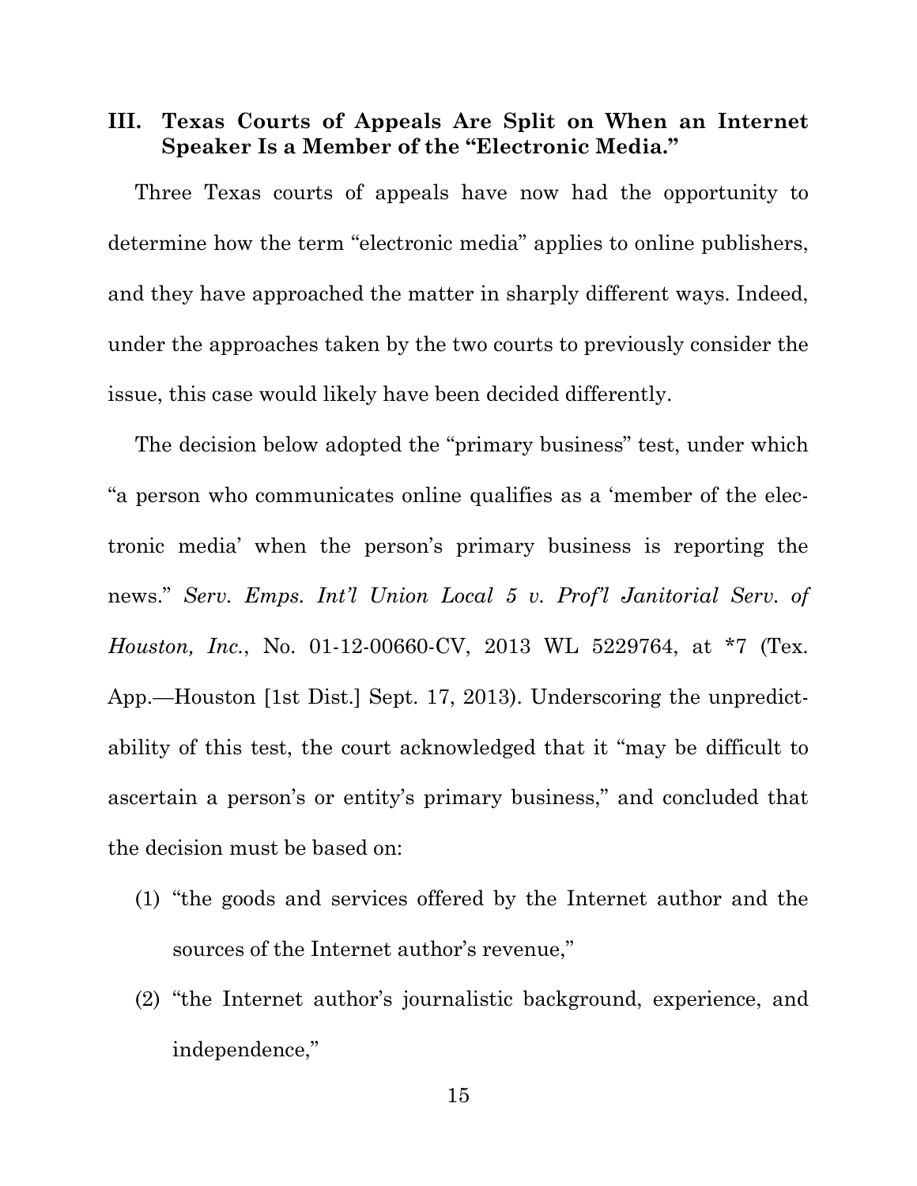## III. Texas Courts of Appeals Are Split on When an Internet Speaker Is a Member of the "Electronic Media."

Three Texas courts of appeals have now had the opportunity to determine how the term "electronic media" applies to online publishers, and they have approached the matter in sharply different ways. Indeed, under the approaches taken by the two courts to previously consider the issue, this case would likely have been decided differently.

The decision below adopted the "primary business" test, under which "a person who communicates online qualifies as a 'member of the electronic media' when the person's primary business is reporting the news." *Serv. Emps. Int'l Union Local 5 v. Prof'l Janitorial Serv. of Houston, Inc.*, No. 01-12-00660-CV, 2013 WL 5229764, at *7 (Tex. App.—Houston [1st Dist.] Sept. 17, 2013). Underscoring the unpredictability of this test, the court acknowledged that it "may be difficult to ascertain a person's or entity's primary business," and concluded that the decision must be based on:

(1) "the goods and services offered by the Internet author and the sources of the Internet author's revenue,"

(2) "the Internet author's journalistic background, experience, and independence,"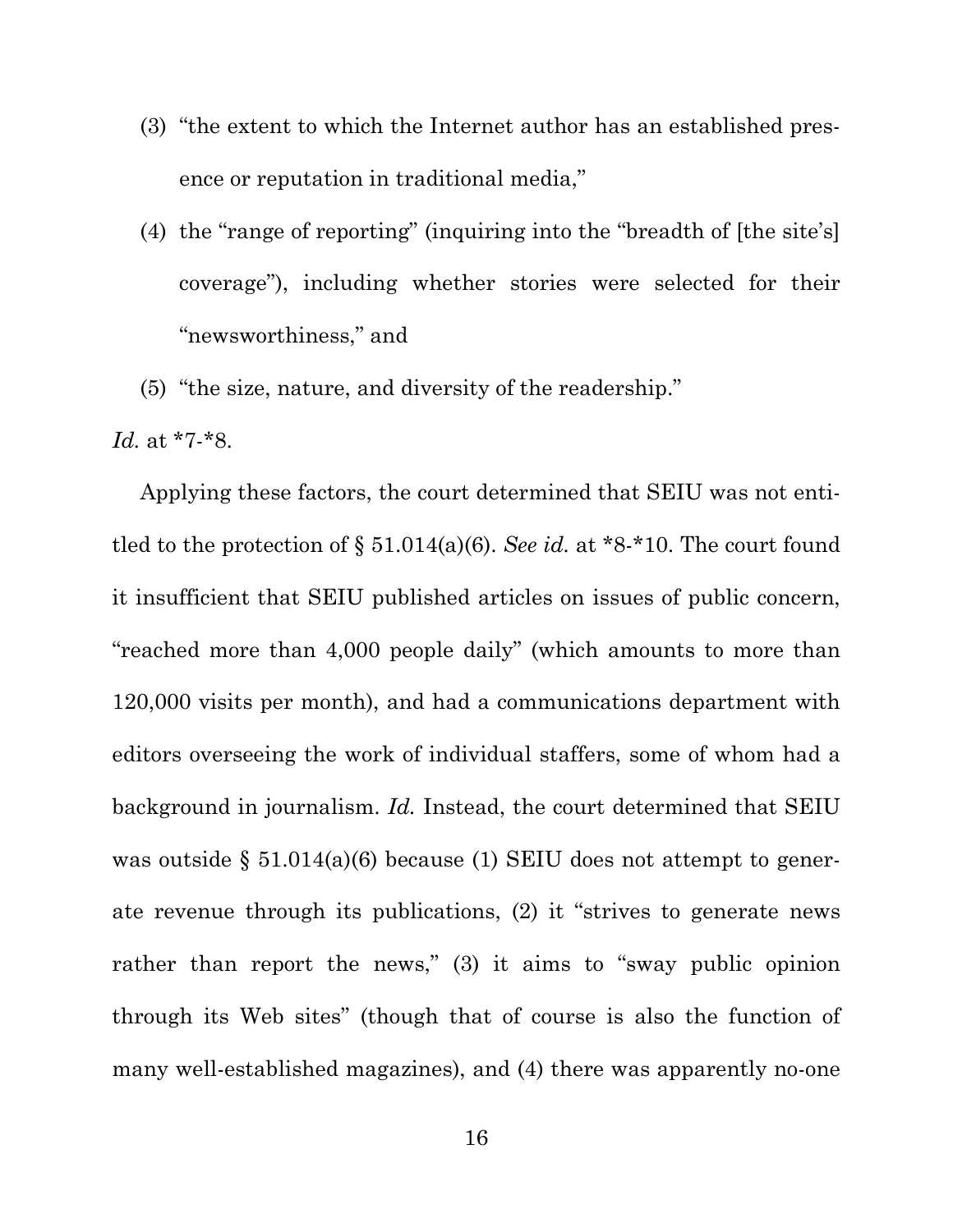(3) "the extent to which the Internet author has an established presence or reputation in traditional media,"

(4) the "range of reporting" (inquiring into the "breadth of [the site's] coverage"), including whether stories were selected for their "newsworthiness," and

(5) "the size, nature, and diversity of the readership."

*Id.* at *7-*8.

Applying these factors, the court determined that SEIU was not entitled to the protection of § 51.014(a)(6). *See id.* at *8-*10. The court found it insufficient that SEIU published articles on issues of public concern, "reached more than 4,000 people daily" (which amounts to more than 120,000 visits per month), and had a communications department with editors overseeing the work of individual staffers, some of whom had a background in journalism. *Id.* Instead, the court determined that SEIU was outside § 51.014(a)(6) because (1) SEIU does not attempt to generate revenue through its publications, (2) it "strives to generate news rather than report the news," (3) it aims to "sway public opinion through its Web sites" (though that of course is also the function of many well-established magazines), and (4) there was apparently no-one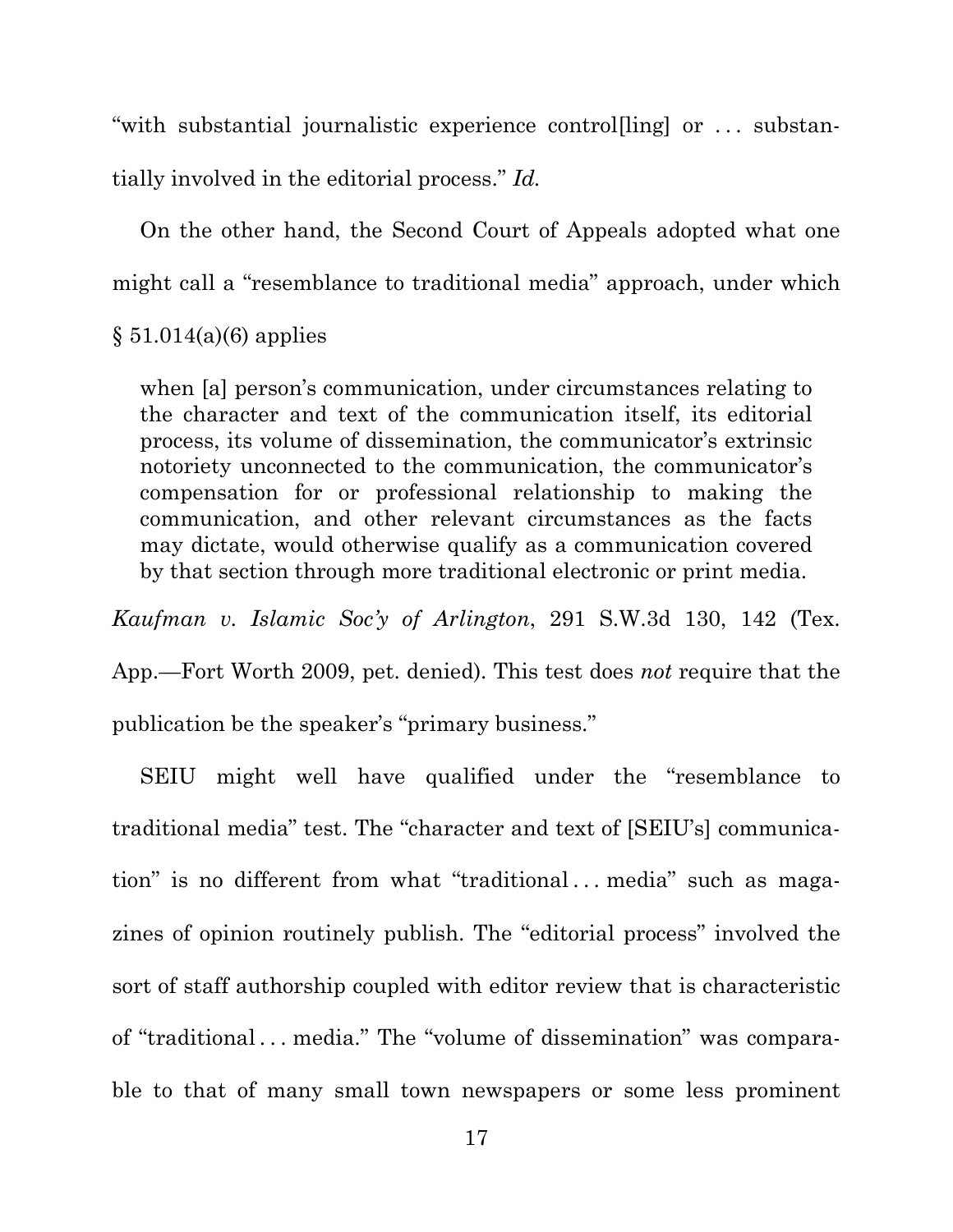"with substantial journalistic experience control[ling] or . . . substantially involved in the editorial process." *Id.*

On the other hand, the Second Court of Appeals adopted what one might call a "resemblance to traditional media" approach, under which § 51.014(a)(6) applies

> when [a] person's communication, under circumstances relating to the character and text of the communication itself, its editorial process, its volume of dissemination, the communicator's extrinsic notoriety unconnected to the communication, the communicator's compensation for or professional relationship to making the communication, and other relevant circumstances as the facts may dictate, would otherwise qualify as a communication covered by that section through more traditional electronic or print media.

*Kaufman v. Islamic Soc'y of Arlington*, 291 S.W.3d 130, 142 (Tex. App.—Fort Worth 2009, pet. denied). This test does *not* require that the publication be the speaker's "primary business."

SEIU might well have qualified under the "resemblance to traditional media" test. The "character and text of [SEIU's] communication" is no different from what "traditional . . . media" such as magazines of opinion routinely publish. The "editorial process" involved the sort of staff authorship coupled with editor review that is characteristic of "traditional . . . media." The "volume of dissemination" was comparable to that of many small town newspapers or some less prominent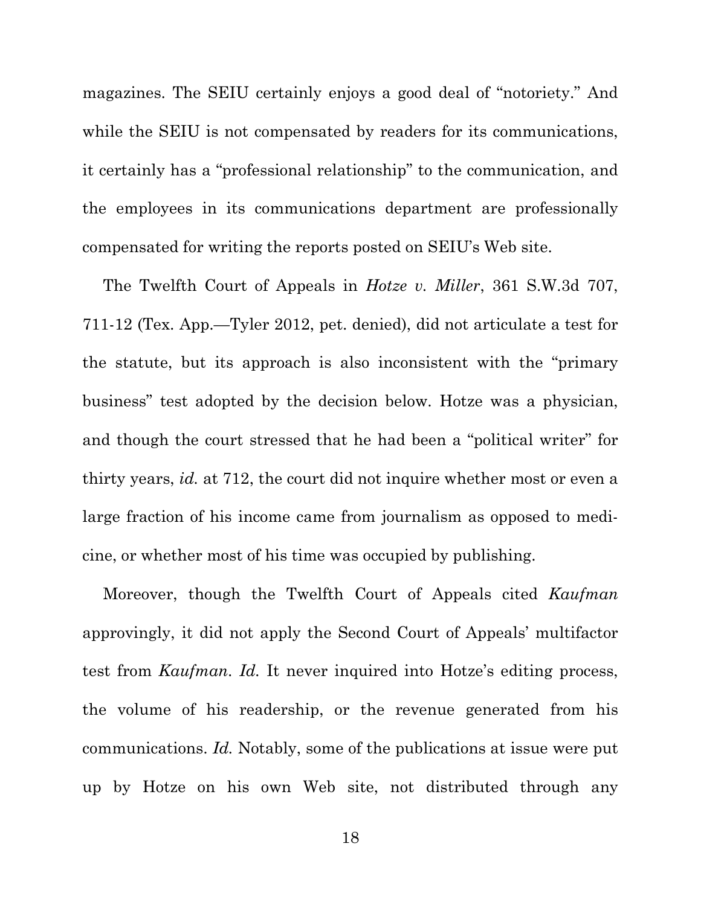magazines. The SEIU certainly enjoys a good deal of "notoriety." And while the SEIU is not compensated by readers for its communications, it certainly has a "professional relationship" to the communication, and the employees in its communications department are professionally compensated for writing the reports posted on SEIU's Web site.

The Twelfth Court of Appeals in *Hotze v. Miller*, 361 S.W.3d 707, 711-12 (Tex. App.—Tyler 2012, pet. denied), did not articulate a test for the statute, but its approach is also inconsistent with the "primary business" test adopted by the decision below. Hotze was a physician, and though the court stressed that he had been a "political writer" for thirty years, *id.* at 712, the court did not inquire whether most or even a large fraction of his income came from journalism as opposed to medicine, or whether most of his time was occupied by publishing.

Moreover, though the Twelfth Court of Appeals cited *Kaufman* approvingly, it did not apply the Second Court of Appeals' multifactor test from *Kaufman*. *Id.* It never inquired into Hotze's editing process, the volume of his readership, or the revenue generated from his communications. *Id.* Notably, some of the publications at issue were put up by Hotze on his own Web site, not distributed through any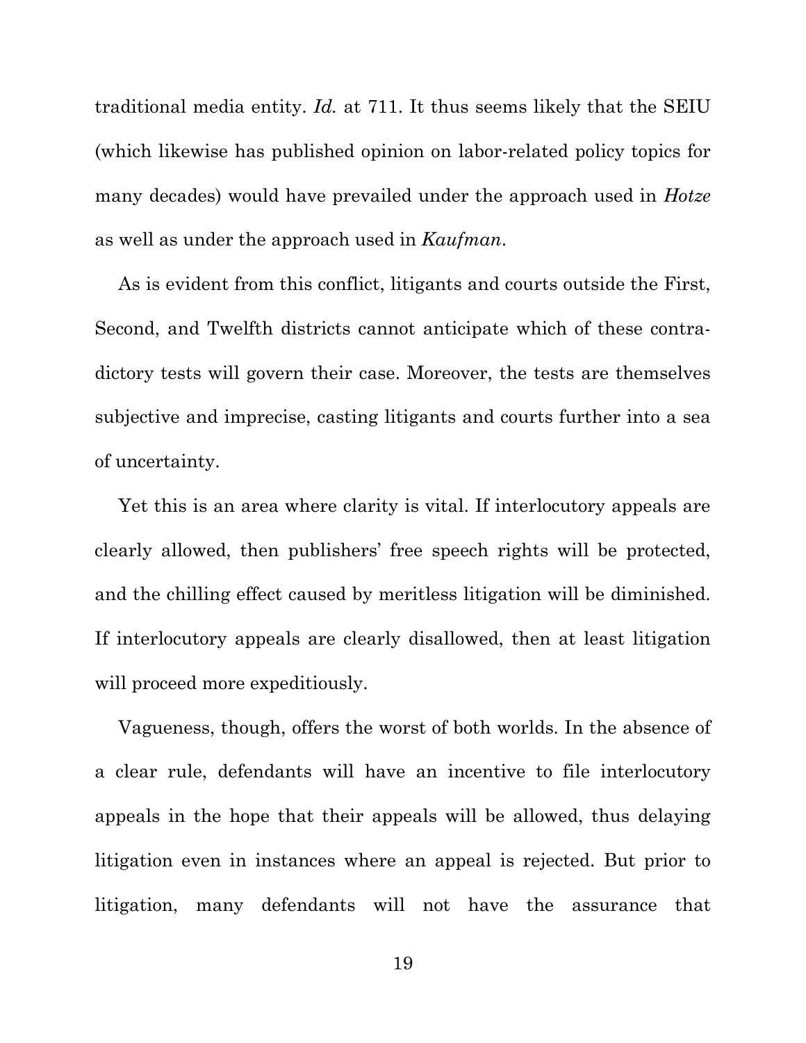traditional media entity. *Id.* at 711. It thus seems likely that the SEIU (which likewise has published opinion on labor-related policy topics for many decades) would have prevailed under the approach used in *Hotze* as well as under the approach used in *Kaufman*.

As is evident from this conflict, litigants and courts outside the First, Second, and Twelfth districts cannot anticipate which of these contradictory tests will govern their case. Moreover, the tests are themselves subjective and imprecise, casting litigants and courts further into a sea of uncertainty.

Yet this is an area where clarity is vital. If interlocutory appeals are clearly allowed, then publishers' free speech rights will be protected, and the chilling effect caused by meritless litigation will be diminished. If interlocutory appeals are clearly disallowed, then at least litigation will proceed more expeditiously.

Vagueness, though, offers the worst of both worlds. In the absence of a clear rule, defendants will have an incentive to file interlocutory appeals in the hope that their appeals will be allowed, thus delaying litigation even in instances where an appeal is rejected. But prior to litigation, many defendants will not have the assurance that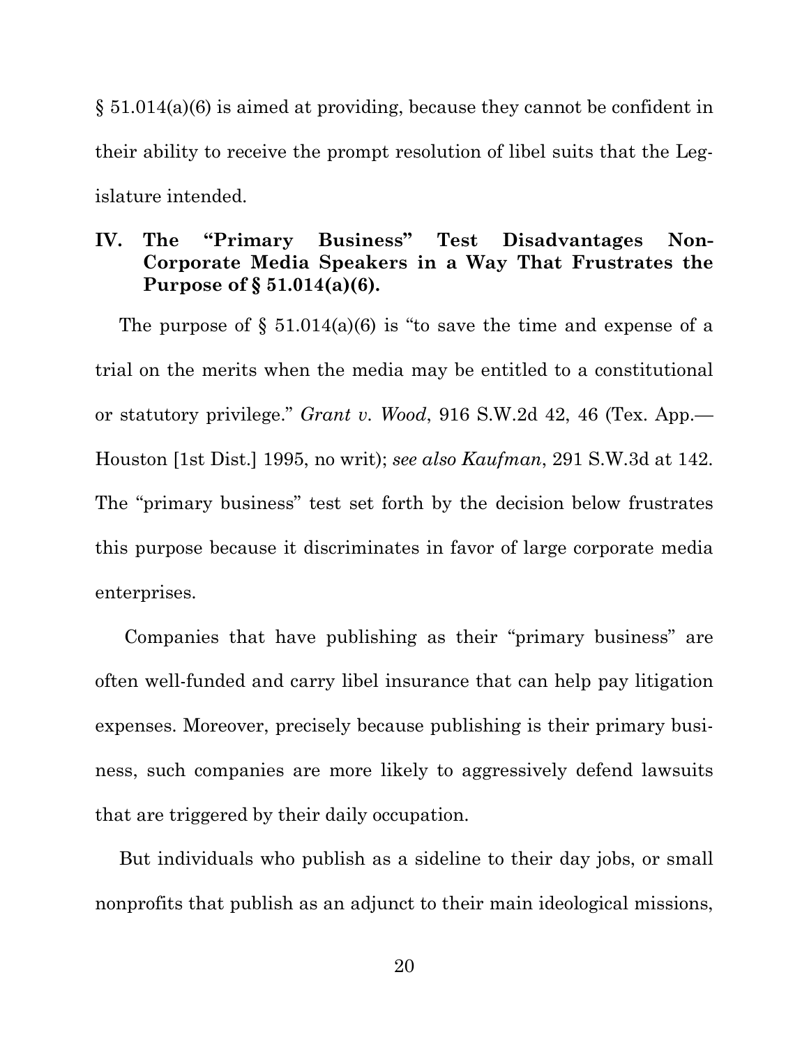§ 51.014(a)(6) is aimed at providing, because they cannot be confident in their ability to receive the prompt resolution of libel suits that the Legislature intended.

## IV. The "Primary Business" Test Disadvantages Non-Corporate Media Speakers in a Way That Frustrates the Purpose of § 51.014(a)(6).

The purpose of § 51.014(a)(6) is "to save the time and expense of a trial on the merits when the media may be entitled to a constitutional or statutory privilege." *Grant v. Wood*, 916 S.W.2d 42, 46 (Tex. App.—Houston [1st Dist.] 1995, no writ); *see also Kaufman*, 291 S.W.3d at 142. The "primary business" test set forth by the decision below frustrates this purpose because it discriminates in favor of large corporate media enterprises.

Companies that have publishing as their "primary business" are often well-funded and carry libel insurance that can help pay litigation expenses. Moreover, precisely because publishing is their primary business, such companies are more likely to aggressively defend lawsuits that are triggered by their daily occupation.

But individuals who publish as a sideline to their day jobs, or small nonprofits that publish as an adjunct to their main ideological missions,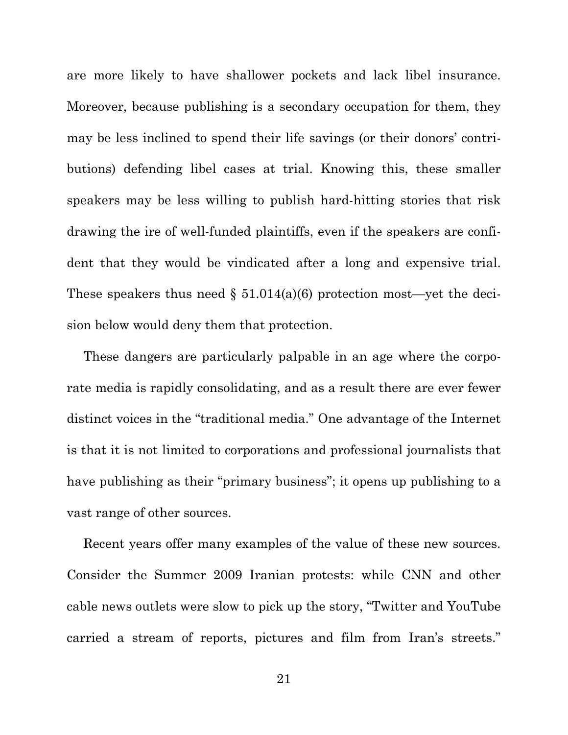are more likely to have shallower pockets and lack libel insurance. Moreover, because publishing is a secondary occupation for them, they may be less inclined to spend their life savings (or their donors' contributions) defending libel cases at trial. Knowing this, these smaller speakers may be less willing to publish hard-hitting stories that risk drawing the ire of well-funded plaintiffs, even if the speakers are confident that they would be vindicated after a long and expensive trial. These speakers thus need § 51.014(a)(6) protection most—yet the decision below would deny them that protection.

These dangers are particularly palpable in an age where the corporate media is rapidly consolidating, and as a result there are ever fewer distinct voices in the "traditional media." One advantage of the Internet is that it is not limited to corporations and professional journalists that have publishing as their "primary business"; it opens up publishing to a vast range of other sources.

Recent years offer many examples of the value of these new sources. Consider the Summer 2009 Iranian protests: while CNN and other cable news outlets were slow to pick up the story, "Twitter and YouTube carried a stream of reports, pictures and film from Iran's streets."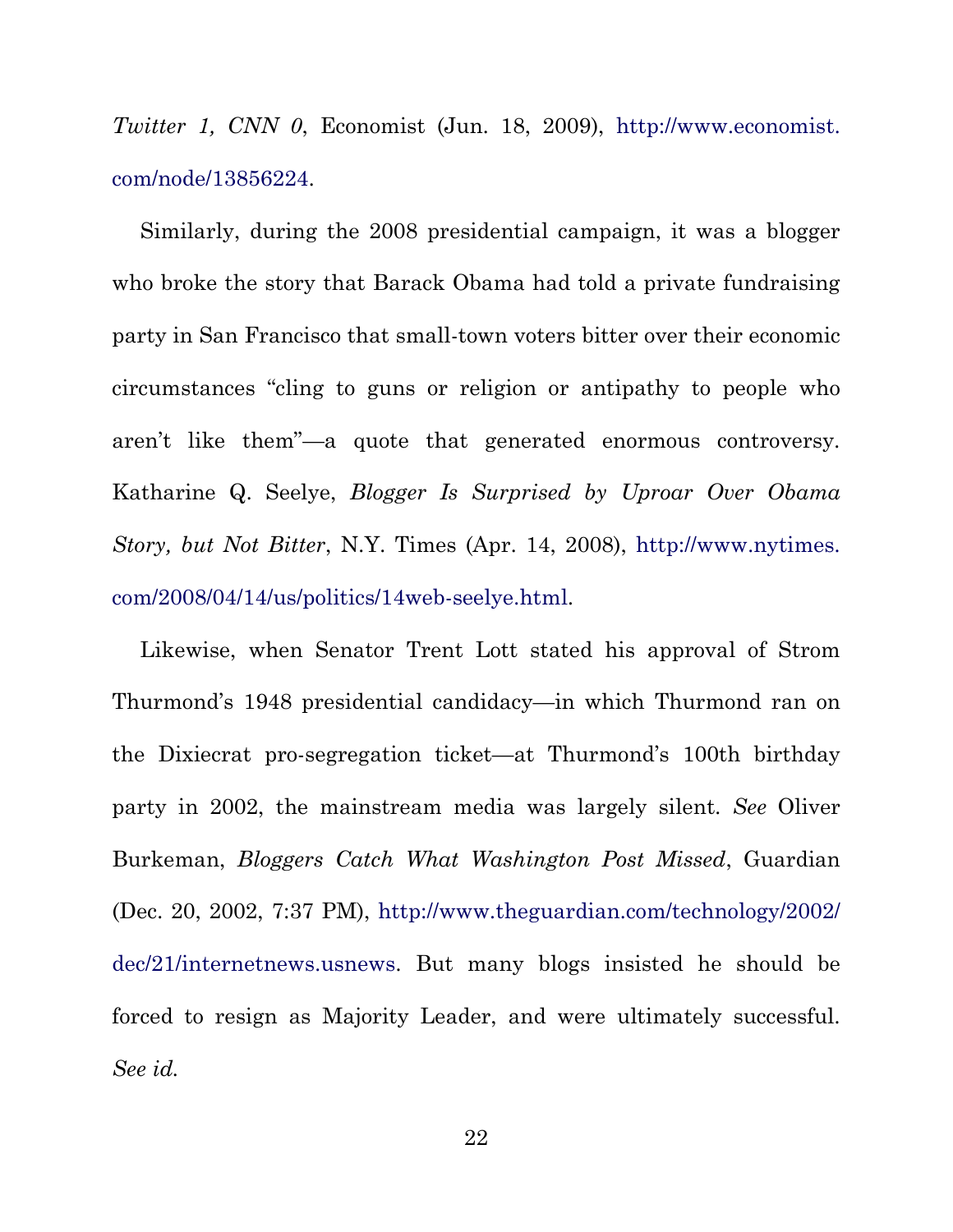*Twitter 1, CNN 0*, Economist (Jun. 18, 2009), http://www.economist.com/node/13856224.

Similarly, during the 2008 presidential campaign, it was a blogger who broke the story that Barack Obama had told a private fundraising party in San Francisco that small-town voters bitter over their economic circumstances "cling to guns or religion or antipathy to people who aren't like them"—a quote that generated enormous controversy. Katharine Q. Seelye, *Blogger Is Surprised by Uproar Over Obama Story, but Not Bitter*, N.Y. Times (Apr. 14, 2008), http://www.nytimes.com/2008/04/14/us/politics/14web-seelye.html.

Likewise, when Senator Trent Lott stated his approval of Strom Thurmond's 1948 presidential candidacy—in which Thurmond ran on the Dixiecrat pro-segregation ticket—at Thurmond's 100th birthday party in 2002, the mainstream media was largely silent. *See* Oliver Burkeman, *Bloggers Catch What Washington Post Missed*, Guardian (Dec. 20, 2002, 7:37 PM), http://www.theguardian.com/technology/2002/dec/21/internetnews.usnews. But many blogs insisted he should be forced to resign as Majority Leader, and were ultimately successful. *See id.*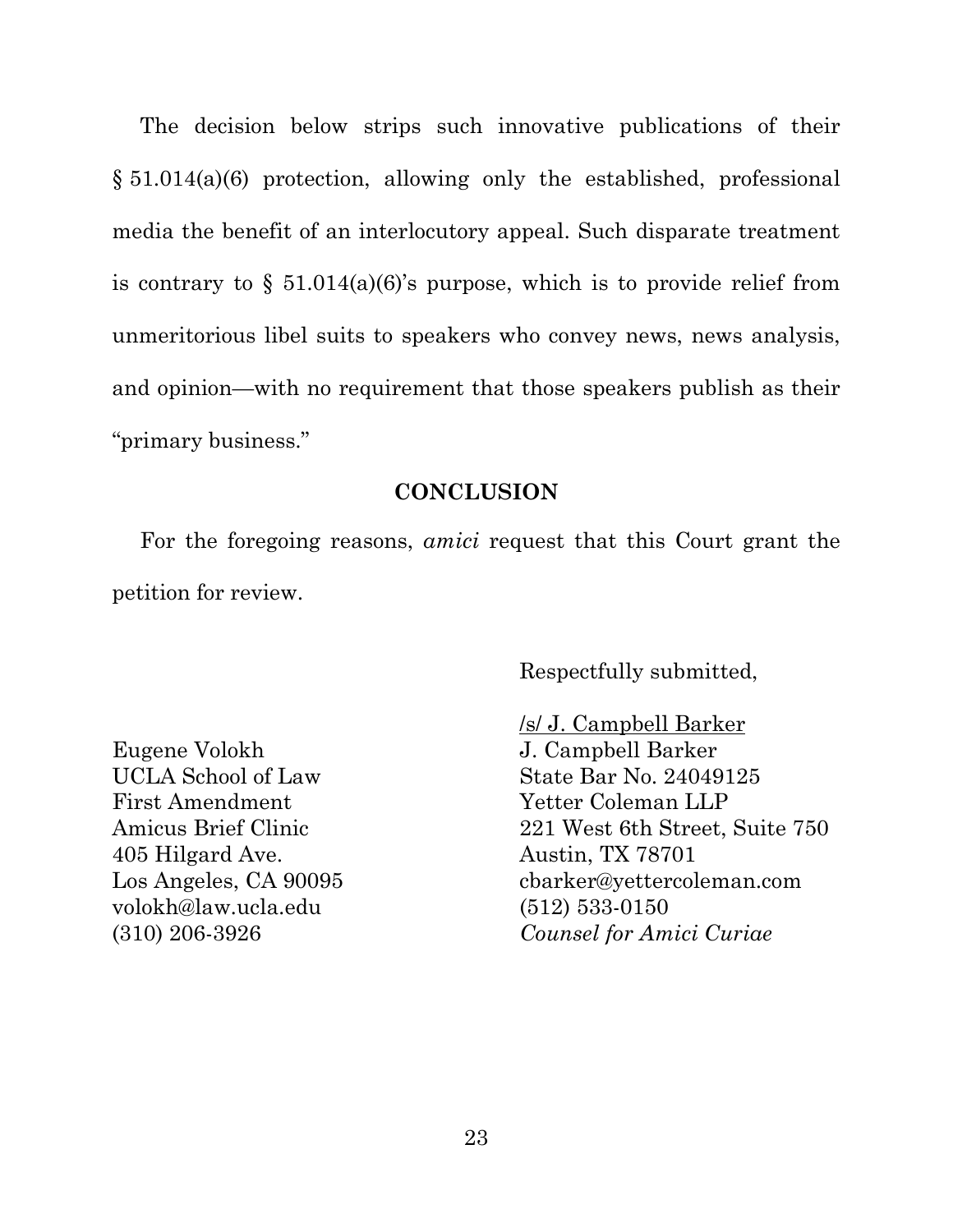The decision below strips such innovative publications of their § 51.014(a)(6) protection, allowing only the established, professional media the benefit of an interlocutory appeal. Such disparate treatment is contrary to § 51.014(a)(6)'s purpose, which is to provide relief from unmeritorious libel suits to speakers who convey news, news analysis, and opinion—with no requirement that those speakers publish as their "primary business."

## CONCLUSION

For the foregoing reasons, *amici* request that this Court grant the petition for review.

Respectfully submitted,

/s/ J. Campbell Barker
J. Campbell Barker
State Bar No. 24049125
Yetter Coleman LLP
221 West 6th Street, Suite 750
Austin, TX 78701
cbarker@yettercoleman.com
(512) 533-0150
*Counsel for Amici Curiae*

Eugene Volokh
UCLA School of Law
First Amendment
Amicus Brief Clinic
405 Hilgard Ave.
Los Angeles, CA 90095
volokh@law.ucla.edu
(310) 206-3926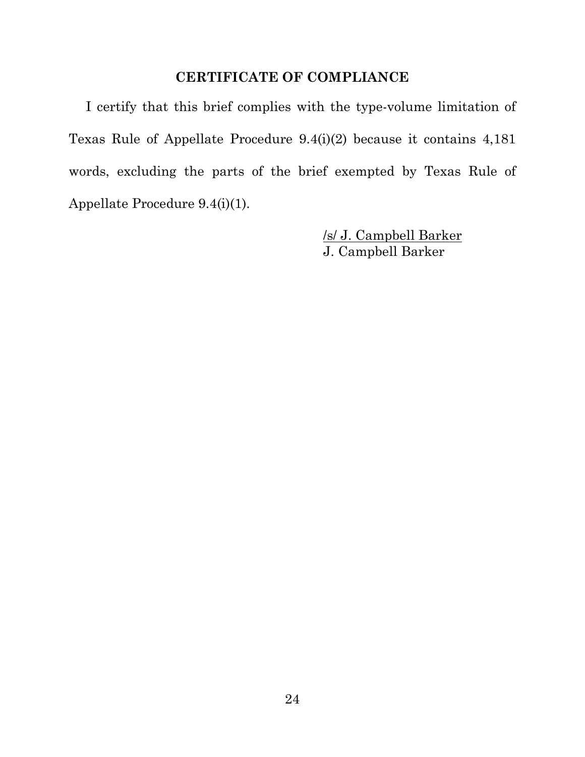## CERTIFICATE OF COMPLIANCE

I certify that this brief complies with the type-volume limitation of Texas Rule of Appellate Procedure 9.4(i)(2) because it contains 4,181 words, excluding the parts of the brief exempted by Texas Rule of Appellate Procedure 9.4(i)(1).

/s/ J. Campbell Barker
J. Campbell Barker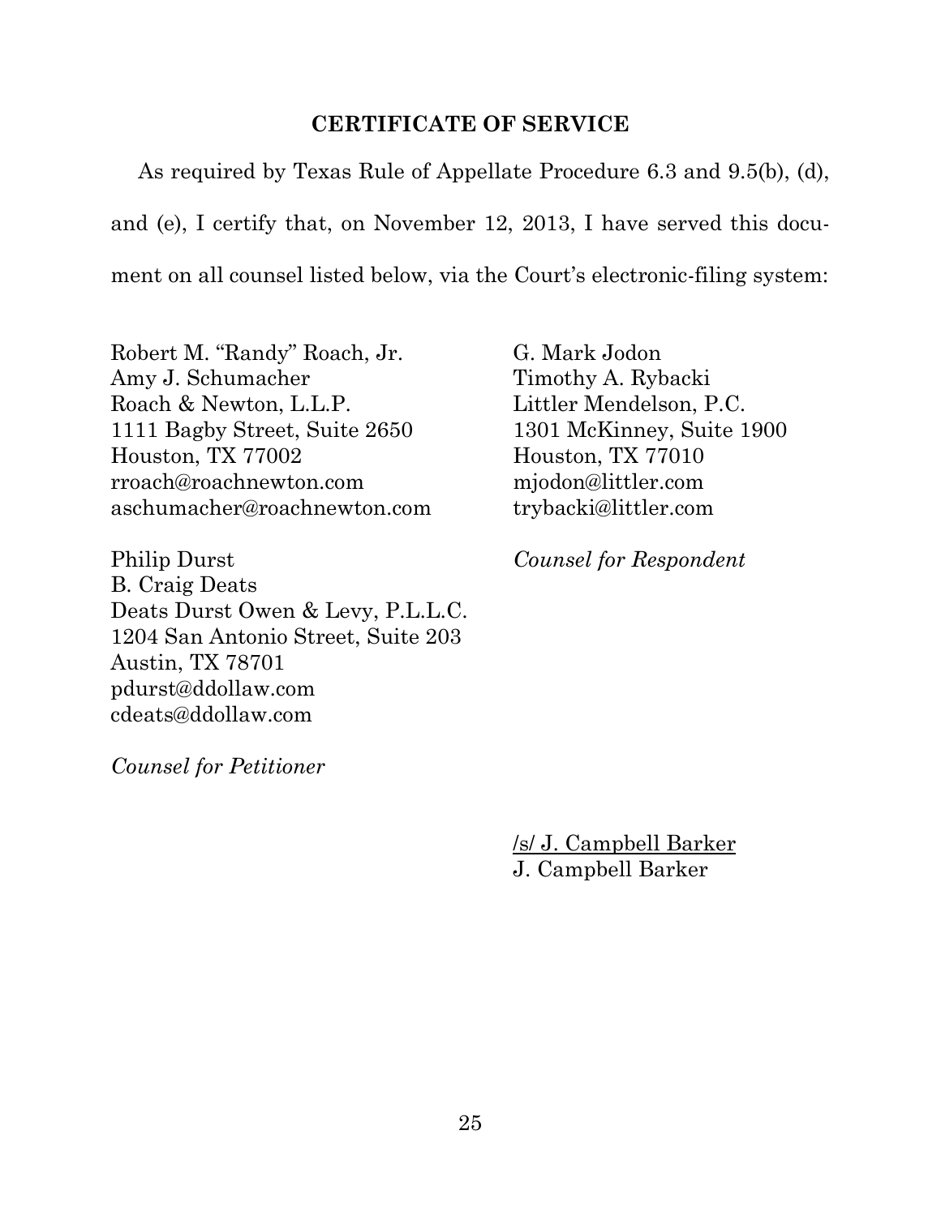## CERTIFICATE OF SERVICE

As required by Texas Rule of Appellate Procedure 6.3 and 9.5(b), (d), and (e), I certify that, on November 12, 2013, I have served this document on all counsel listed below, via the Court's electronic-filing system:

Robert M. "Randy" Roach, Jr.
Amy J. Schumacher
Roach & Newton, L.L.P.
1111 Bagby Street, Suite 2650
Houston, TX 77002
rroach@roachnewton.com
aschumacher@roachnewton.com

Philip Durst
B. Craig Deats
Deats Durst Owen & Levy, P.L.L.C.
1204 San Antonio Street, Suite 203
Austin, TX 78701
pdurst@ddollaw.com
cdeats@ddollaw.com

*Counsel for Petitioner*

G. Mark Jodon
Timothy A. Rybacki
Littler Mendelson, P.C.
1301 McKinney, Suite 1900
Houston, TX 77010
mjodon@littler.com
trybacki@littler.com

*Counsel for Respondent*

/s/ J. Campbell Barker
J. Campbell Barker